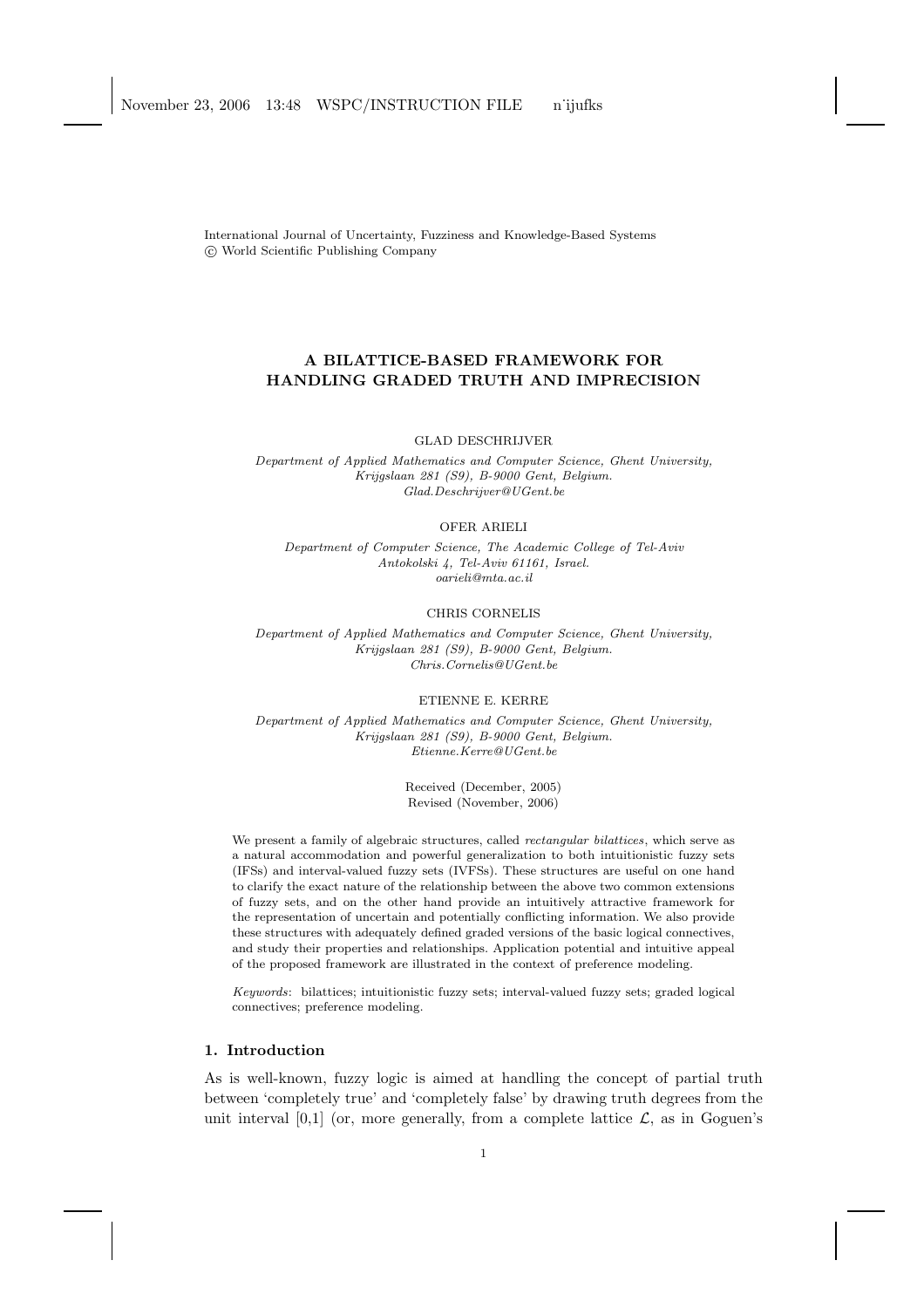International Journal of Uncertainty, Fuzziness and Knowledge-Based Systems
© World Scientific Publishing Company

# A BILATTICE-BASED FRAMEWORK FOR HANDLING GRADED TRUTH AND IMPRECISION

GLAD DESCHRIJVER

*Department of Applied Mathematics and Computer Science, Ghent University, Krijgslaan 281 (S9), B-9000 Gent, Belgium.*
*Glad.Deschrijver@UGent.be*

OFER ARIELI

*Department of Computer Science, The Academic College of Tel-Aviv Antokolski 4, Tel-Aviv 61161, Israel.*
*oarieli@mta.ac.il*

CHRIS CORNELIS

*Department of Applied Mathematics and Computer Science, Ghent University, Krijgslaan 281 (S9), B-9000 Gent, Belgium.*
*Chris.Cornelis@UGent.be*

ETIENNE E. KERRE

*Department of Applied Mathematics and Computer Science, Ghent University, Krijgslaan 281 (S9), B-9000 Gent, Belgium.*
*Etienne.Kerre@UGent.be*

Received (December, 2005)
Revised (November, 2006)

We present a family of algebraic structures, called *rectangular bilattices*, which serve as a natural accommodation and powerful generalization to both intuitionistic fuzzy sets (IFSs) and interval-valued fuzzy sets (IVFSs). These structures are useful on one hand to clarify the exact nature of the relationship between the above two common extensions of fuzzy sets, and on the other hand provide an intuitively attractive framework for the representation of uncertain and potentially conflicting information. We also provide these structures with adequately defined graded versions of the basic logical connectives, and study their properties and relationships. Application potential and intuitive appeal of the proposed framework are illustrated in the context of preference modeling.

*Keywords*: bilattices; intuitionistic fuzzy sets; interval-valued fuzzy sets; graded logical connectives; preference modeling.

## 1. Introduction

As is well-known, fuzzy logic is aimed at handling the concept of partial truth between 'completely true' and 'completely false' by drawing truth degrees from the unit interval [0,1] (or, more generally, from a complete lattice $\mathcal{L}$, as in Goguen's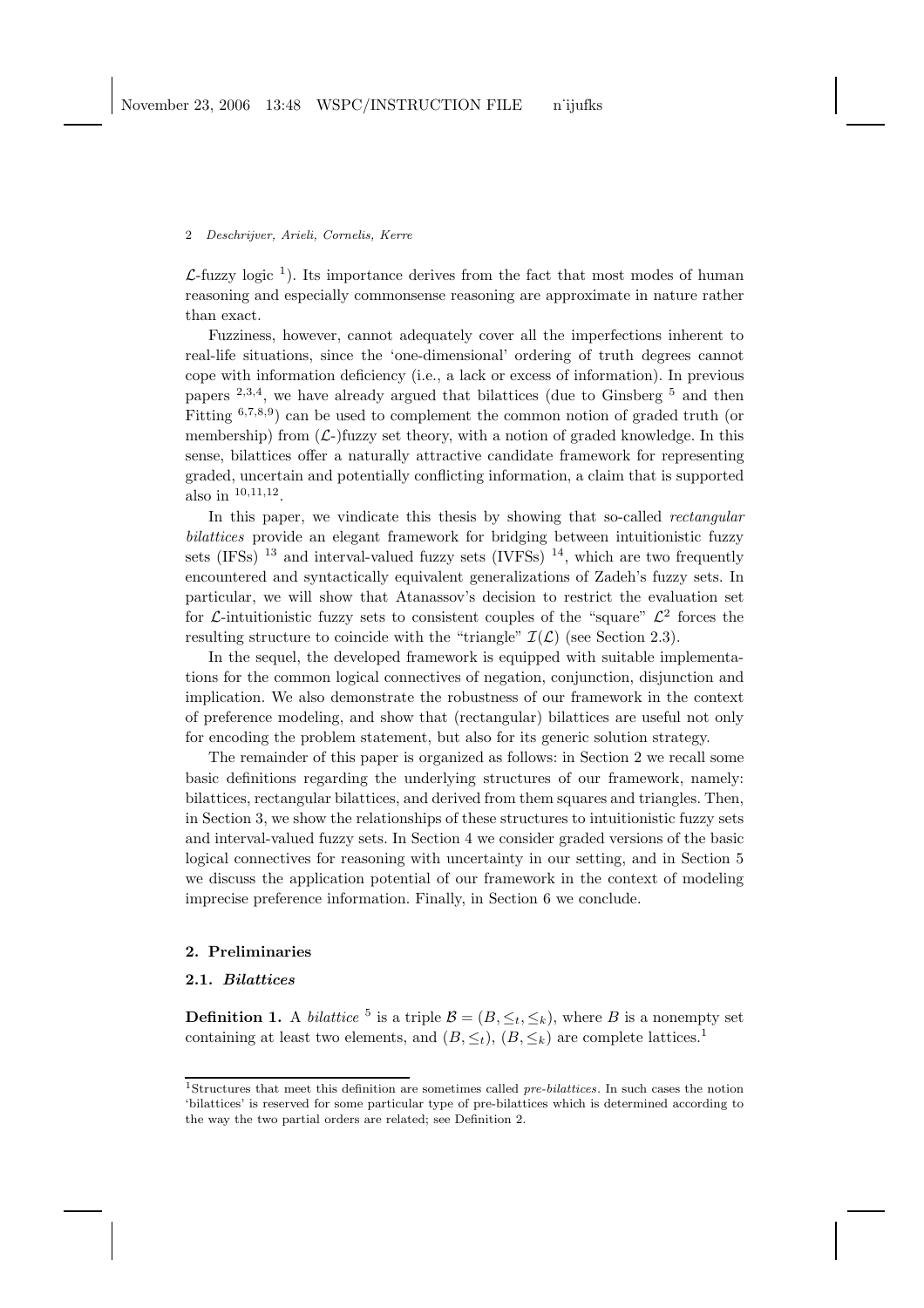$\mathcal{L}$-fuzzy logic [1]). Its importance derives from the fact that most modes of human reasoning and especially commonsense reasoning are approximate in nature rather than exact.

Fuzziness, however, cannot adequately cover all the imperfections inherent to real-life situations, since the 'one-dimensional' ordering of truth degrees cannot cope with information deficiency (i.e., a lack or excess of information). In previous papers [2,3,4], we have already argued that bilattices (due to Ginsberg [5] and then Fitting [6,7,8,9]) can be used to complement the common notion of graded truth (or membership) from ($\mathcal{L}$-)fuzzy set theory, with a notion of graded knowledge. In this sense, bilattices offer a naturally attractive candidate framework for representing graded, uncertain and potentially conflicting information, a claim that is supported also in [10,11,12].

In this paper, we vindicate this thesis by showing that so-called *rectangular bilattices* provide an elegant framework for bridging between intuitionistic fuzzy sets (IFSs) [13] and interval-valued fuzzy sets (IVFSs) [14], which are two frequently encountered and syntactically equivalent generalizations of Zadeh's fuzzy sets. In particular, we will show that Atanassov's decision to restrict the evaluation set for $\mathcal{L}$-intuitionistic fuzzy sets to consistent couples of the "square" $\mathcal{L}^2$ forces the resulting structure to coincide with the "triangle" $\mathcal{I}(\mathcal{L})$ (see Section 2.3).

In the sequel, the developed framework is equipped with suitable implementations for the common logical connectives of negation, conjunction, disjunction and implication. We also demonstrate the robustness of our framework in the context of preference modeling, and show that (rectangular) bilattices are useful not only for encoding the problem statement, but also for its generic solution strategy.

The remainder of this paper is organized as follows: in Section 2 we recall some basic definitions regarding the underlying structures of our framework, namely: bilattices, rectangular bilattices, and derived from them squares and triangles. Then, in Section 3, we show the relationships of these structures to intuitionistic fuzzy sets and interval-valued fuzzy sets. In Section 4 we consider graded versions of the basic logical connectives for reasoning with uncertainty in our setting, and in Section 5 we discuss the application potential of our framework in the context of modeling imprecise preference information. Finally, in Section 6 we conclude.

## 2. Preliminaries

### 2.1. *Bilattices*

**Definition 1.** A *bilattice* [5] is a triple $\mathcal{B} = (B, \leq_t, \leq_k)$, where $B$ is a nonempty set containing at least two elements, and $(B, \leq_t)$, $(B, \leq_k)$ are complete lattices.[1]

---

[1] Structures that meet this definition are sometimes called *pre-bilattices*. In such cases the notion 'bilattices' is reserved for some particular type of pre-bilattices which is determined according to the way the two partial orders are related; see Definition 2.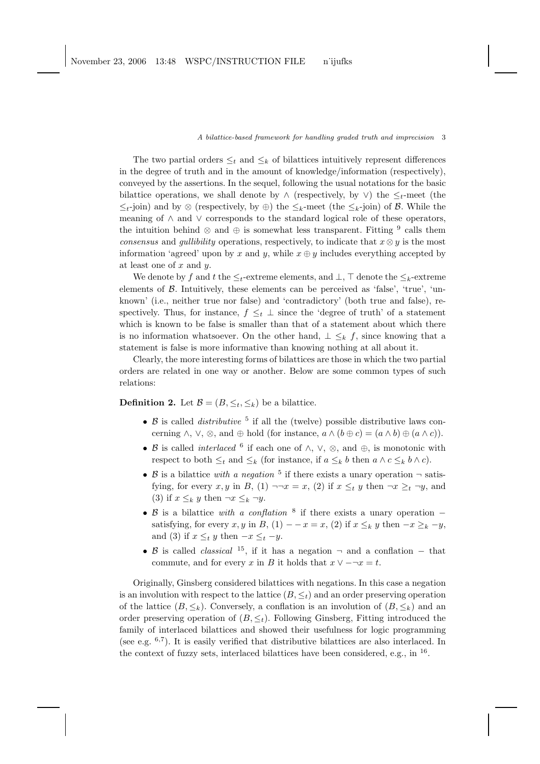The two partial orders $\leq_t$ and $\leq_k$ of bilattices intuitively represent differences in the degree of truth and in the amount of knowledge/information (respectively), conveyed by the assertions. In the sequel, following the usual notations for the basic bilattice operations, we shall denote by $\wedge$ (respectively, by $\vee$) the $\leq_t$-meet (the $\leq_t$-join) and by $\otimes$ (respectively, by $\oplus$) the $\leq_k$-meet (the $\leq_k$-join) of $\mathcal{B}$. While the meaning of $\wedge$ and $\vee$ corresponds to the standard logical role of these operators, the intuition behind $\otimes$ and $\oplus$ is somewhat less transparent. Fitting [9] calls them *consensus* and *gullibility* operations, respectively, to indicate that $x \otimes y$ is the most information 'agreed' upon by $x$ and $y$, while $x \oplus y$ includes everything accepted by at least one of $x$ and $y$.

We denote by $f$ and $t$ the $\leq_t$-extreme elements, and $\perp$, $\top$ denote the $\leq_k$-extreme elements of $\mathcal{B}$. Intuitively, these elements can be perceived as 'false', 'true', 'unknown' (i.e., neither true nor false) and 'contradictory' (both true and false), respectively. Thus, for instance, $f \leq_t \perp$ since the 'degree of truth' of a statement which is known to be false is smaller than that of a statement about which there is no information whatsoever. On the other hand, $\perp \leq_k f$, since knowing that a statement is false is more informative than knowing nothing at all about it.

Clearly, the more interesting forms of bilattices are those in which the two partial orders are related in one way or another. Below are some common types of such relations:

**Definition 2.** Let $\mathcal{B} = (B, \leq_t, \leq_k)$ be a bilattice.

- $\mathcal{B}$ is called *distributive* [5] if all the (twelve) possible distributive laws concerning $\wedge$, $\vee$, $\otimes$, and $\oplus$ hold (for instance, $a \wedge (b \oplus c) = (a \wedge b) \oplus (a \wedge c)$).
- $\mathcal{B}$ is called *interlaced* [6] if each one of $\wedge$, $\vee$, $\otimes$, and $\oplus$, is monotonic with respect to both $\leq_t$ and $\leq_k$ (for instance, if $a \leq_k b$ then $a \wedge c \leq_k b \wedge c$).
- $\mathcal{B}$ is a bilattice *with a negation* [5] if there exists a unary operation $\neg$ satisfying, for every $x, y$ in $B$, (1) $\neg\neg x = x$, (2) if $x \leq_t y$ then $\neg x \geq_t \neg y$, and (3) if $x \leq_k y$ then $\neg x \leq_k \neg y$.
- $\mathcal{B}$ is a bilattice *with a conflation* [8] if there exists a unary operation $-$ satisfying, for every $x, y$ in $B$, (1) $- - x = x$, (2) if $x \leq_k y$ then $-x \geq_k -y$, and (3) if $x \leq_t y$ then $-x \leq_t -y$.
- $\mathcal{B}$ is called *classical* [15], if it has a negation $\neg$ and a conflation $-$ that commute, and for every $x$ in $B$ it holds that $x \vee -\neg x = t$.

Originally, Ginsberg considered bilattices with negations. In this case a negation is an involution with respect to the lattice $(B, \leq_t)$ and an order preserving operation of the lattice $(B, \leq_k)$. Conversely, a conflation is an involution of $(B, \leq_k)$ and an order preserving operation of $(B, \leq_t)$. Following Ginsberg, Fitting introduced the family of interlaced bilattices and showed their usefulness for logic programming (see e.g. [6,7]). It is easily verified that distributive bilattices are also interlaced. In the context of fuzzy sets, interlaced bilattices have been considered, e.g., in [16].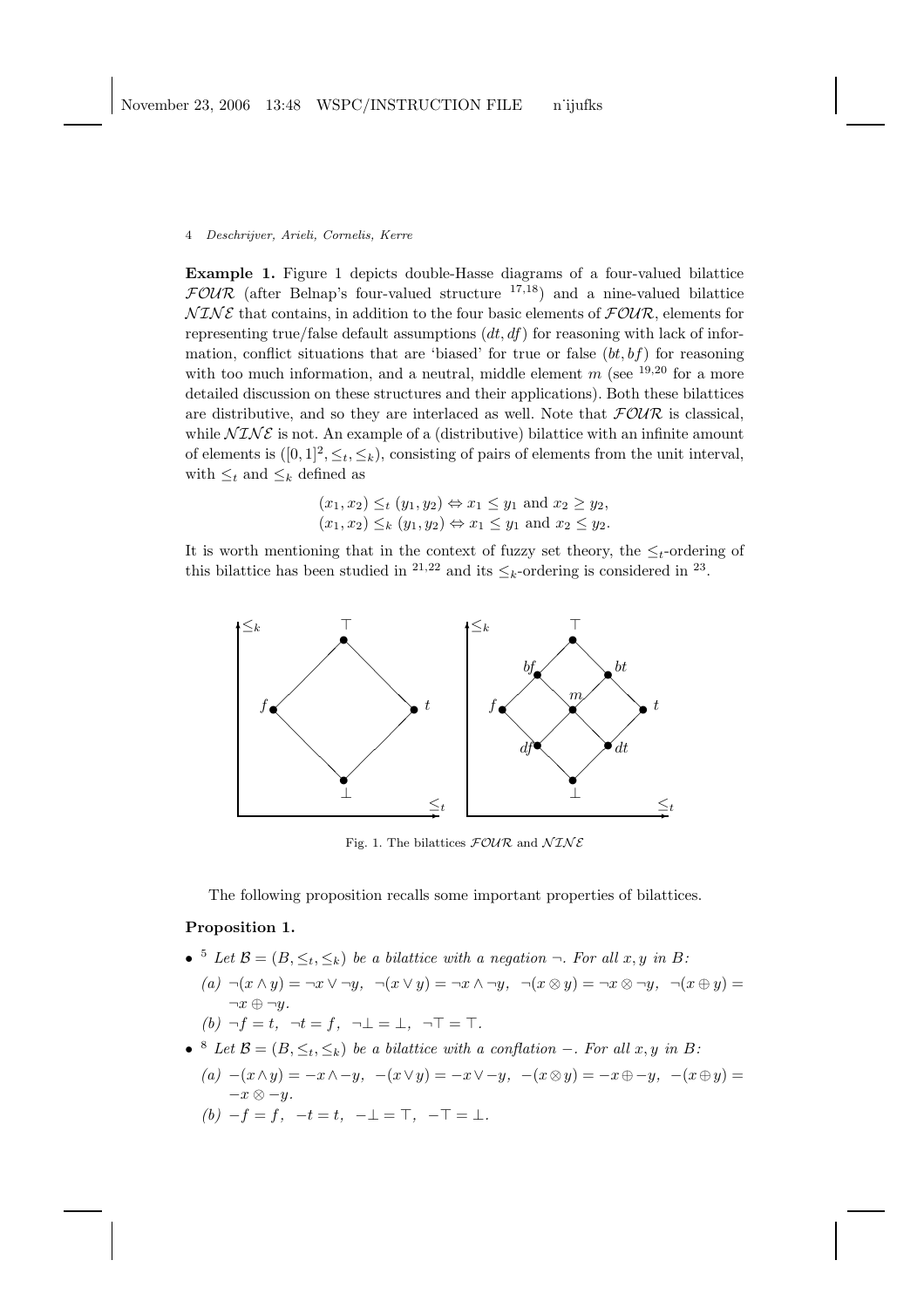**Example 1.** Figure 1 depicts double-Hasse diagrams of a four-valued bilattice $\mathcal{FOUR}$ (after Belnap's four-valued structure [17,18]) and a nine-valued bilattice $\mathcal{NINE}$ that contains, in addition to the four basic elements of $\mathcal{FOUR}$, elements for representing true/false default assumptions $(dt, df)$ for reasoning with lack of information, conflict situations that are 'biased' for true or false $(bt, bf)$ for reasoning with too much information, and a neutral, middle element $m$ (see [19,20] for a more detailed discussion on these structures and their applications). Both these bilattices are distributive, and so they are interlaced as well. Note that $\mathcal{FOUR}$ is classical, while $\mathcal{NINE}$ is not. An example of a (distributive) bilattice with an infinite amount of elements is $([0,1]^2, \leq_t, \leq_k)$, consisting of pairs of elements from the unit interval, with $\leq_t$ and $\leq_k$ defined as

$$(x_1, x_2) \leq_t (y_1, y_2) \Leftrightarrow x_1 \leq y_1 \text{ and } x_2 \geq y_2,$$
$$(x_1, x_2) \leq_k (y_1, y_2) \Leftrightarrow x_1 \leq y_1 \text{ and } x_2 \leq y_2.$$

It is worth mentioning that in the context of fuzzy set theory, the $\leq_t$-ordering of this bilattice has been studied in [21,22] and its $\leq_k$-ordering is considered in [23].

Fig. 1. The bilattices $\mathcal{FOUR}$ and $\mathcal{NINE}$

The following proposition recalls some important properties of bilattices.

**Proposition 1.**

- [5] *Let $\mathcal{B} = (B, \leq_t, \leq_k)$ be a bilattice with a negation $\neg$. For all $x, y$ in $B$:*
  *(a)* $\neg(x \wedge y) = \neg x \vee \neg y$, $\neg(x \vee y) = \neg x \wedge \neg y$, $\neg(x \otimes y) = \neg x \otimes \neg y$, $\neg(x \oplus y) = \neg x \oplus \neg y$.
  *(b)* $\neg f = t$, $\neg t = f$, $\neg \bot = \bot$, $\neg \top = \top$.
- [8] *Let $\mathcal{B} = (B, \leq_t, \leq_k)$ be a bilattice with a conflation $-$. For all $x, y$ in $B$:*
  *(a)* $-(x \wedge y) = -x \wedge -y$, $-(x \vee y) = -x \vee -y$, $-(x \otimes y) = -x \oplus -y$, $-(x \oplus y) = -x \otimes -y$.
  *(b)* $-f = f$, $-t = t$, $-\bot = \top$, $-\top = \bot$.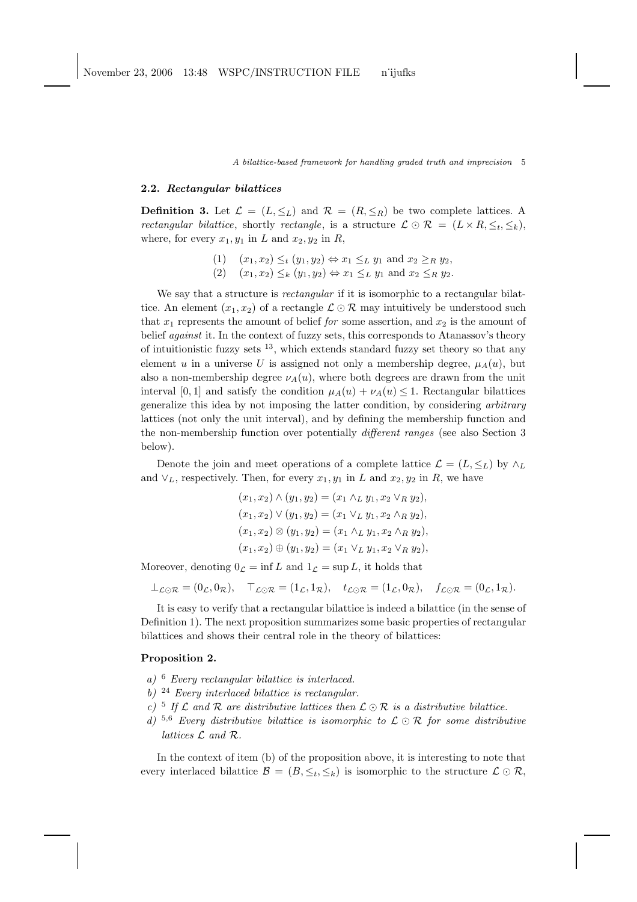### 2.2. *Rectangular bilattices*

**Definition 3.** Let $\mathcal{L} = (L, \leq_L)$ and $\mathcal{R} = (R, \leq_R)$ be two complete lattices. A *rectangular bilattice*, shortly *rectangle*, is a structure $\mathcal{L} \odot \mathcal{R} = (L \times R, \leq_t, \leq_k)$, where, for every $x_1, y_1$ in $L$ and $x_2, y_2$ in $R$,

(1) $(x_1, x_2) \leq_t (y_1, y_2) \Leftrightarrow x_1 \leq_L y_1$ and $x_2 \geq_R y_2$,

(2) $(x_1, x_2) \leq_k (y_1, y_2) \Leftrightarrow x_1 \leq_L y_1$ and $x_2 \leq_R y_2$.

We say that a structure is *rectangular* if it is isomorphic to a rectangular bilattice. An element $(x_1, x_2)$ of a rectangle $\mathcal{L} \odot \mathcal{R}$ may intuitively be understood such that $x_1$ represents the amount of belief *for* some assertion, and $x_2$ is the amount of belief *against* it. In the context of fuzzy sets, this corresponds to Atanassov's theory of intuitionistic fuzzy sets [13], which extends standard fuzzy set theory so that any element $u$ in a universe $U$ is assigned not only a membership degree, $\mu_A(u)$, but also a non-membership degree $\nu_A(u)$, where both degrees are drawn from the unit interval $[0, 1]$ and satisfy the condition $\mu_A(u) + \nu_A(u) \leq 1$. Rectangular bilattices generalize this idea by not imposing the latter condition, by considering *arbitrary* lattices (not only the unit interval), and by defining the membership function and the non-membership function over potentially *different ranges* (see also Section 3 below).

Denote the join and meet operations of a complete lattice $\mathcal{L} = (L, \leq_L)$ by $\wedge_L$ and $\vee_L$, respectively. Then, for every $x_1, y_1$ in $L$ and $x_2, y_2$ in $R$, we have

$$(x_1, x_2) \wedge (y_1, y_2) = (x_1 \wedge_L y_1, x_2 \vee_R y_2),$$
$$(x_1, x_2) \vee (y_1, y_2) = (x_1 \vee_L y_1, x_2 \wedge_R y_2),$$
$$(x_1, x_2) \otimes (y_1, y_2) = (x_1 \wedge_L y_1, x_2 \wedge_R y_2),$$
$$(x_1, x_2) \oplus (y_1, y_2) = (x_1 \vee_L y_1, x_2 \vee_R y_2),$$

Moreover, denoting $0_{\mathcal{L}} = \inf L$ and $1_{\mathcal{L}} = \sup L$, it holds that

$$\bot_{\mathcal{L}\odot\mathcal{R}} = (0_{\mathcal{L}}, 0_{\mathcal{R}}), \quad \top_{\mathcal{L}\odot\mathcal{R}} = (1_{\mathcal{L}}, 1_{\mathcal{R}}), \quad t_{\mathcal{L}\odot\mathcal{R}} = (1_{\mathcal{L}}, 0_{\mathcal{R}}), \quad f_{\mathcal{L}\odot\mathcal{R}} = (0_{\mathcal{L}}, 1_{\mathcal{R}}).$$

It is easy to verify that a rectangular bilattice is indeed a bilattice (in the sense of Definition 1). The next proposition summarizes some basic properties of rectangular bilattices and shows their central role in the theory of bilattices:

**Proposition 2.**

*a)* [6] *Every rectangular bilattice is interlaced.*

*b)* [24] *Every interlaced bilattice is rectangular.*

*c)* [5] *If $\mathcal{L}$ and $\mathcal{R}$ are distributive lattices then $\mathcal{L} \odot \mathcal{R}$ is a distributive bilattice.*

*d)* [5,6] *Every distributive bilattice is isomorphic to $\mathcal{L} \odot \mathcal{R}$ for some distributive lattices $\mathcal{L}$ and $\mathcal{R}$.*

In the context of item (b) of the proposition above, it is interesting to note that every interlaced bilattice $\mathcal{B} = (B, \leq_t, \leq_k)$ is isomorphic to the structure $\mathcal{L} \odot \mathcal{R}$,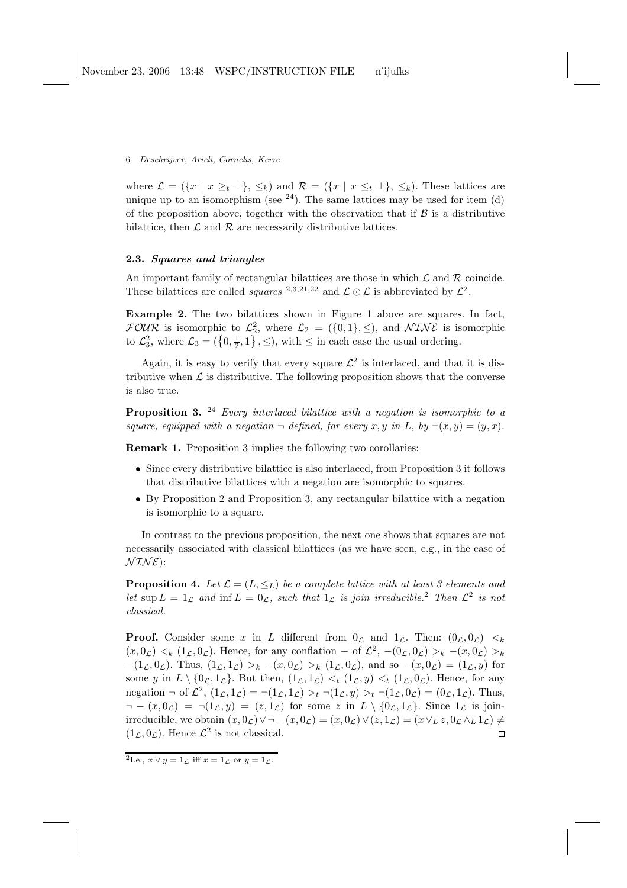where $\mathcal{L} = (\{x \mid x \geq_t \bot\}, \leq_k)$ and $\mathcal{R} = (\{x \mid x \leq_t \bot\}, \leq_k)$. These lattices are unique up to an isomorphism (see [24]). The same lattices may be used for item (d) of the proposition above, together with the observation that if $\mathcal{B}$ is a distributive bilattice, then $\mathcal{L}$ and $\mathcal{R}$ are necessarily distributive lattices.

### 2.3. *Squares and triangles*

An important family of rectangular bilattices are those in which $\mathcal{L}$ and $\mathcal{R}$ coincide. These bilattices are called *squares* [2,3,21,22] and $\mathcal{L} \odot \mathcal{L}$ is abbreviated by $\mathcal{L}^2$.

**Example 2.** The two bilattices shown in Figure 1 above are squares. In fact, $\mathcal{FOUR}$ is isomorphic to $\mathcal{L}_2^2$, where $\mathcal{L}_2 = (\{0,1\}, \leq)$, and $\mathcal{NINE}$ is isomorphic to $\mathcal{L}_3^2$, where $\mathcal{L}_3 = (\{0, \frac{1}{2}, 1\}, \leq)$, with $\leq$ in each case the usual ordering.

Again, it is easy to verify that every square $\mathcal{L}^2$ is interlaced, and that it is distributive when $\mathcal{L}$ is distributive. The following proposition shows that the converse is also true.

**Proposition 3.** [24] *Every interlaced bilattice with a negation is isomorphic to a square, equipped with a negation $\neg$ defined, for every $x, y$ in $L$, by $\neg(x,y) = (y,x)$.*

**Remark 1.** Proposition 3 implies the following two corollaries:

- Since every distributive bilattice is also interlaced, from Proposition 3 it follows that distributive bilattices with a negation are isomorphic to squares.
- By Proposition 2 and Proposition 3, any rectangular bilattice with a negation is isomorphic to a square.

In contrast to the previous proposition, the next one shows that squares are not necessarily associated with classical bilattices (as we have seen, e.g., in the case of $\mathcal{NINE}$):

**Proposition 4.** *Let $\mathcal{L} = (L, \leq_L)$ be a complete lattice with at least 3 elements and let $\sup L = 1_\mathcal{L}$ and $\inf L = 0_\mathcal{L}$, such that $1_\mathcal{L}$ is join irreducible.*[2] *Then $\mathcal{L}^2$ is not classical.*

**Proof.** Consider some $x$ in $L$ different from $0_\mathcal{L}$ and $1_\mathcal{L}$. Then: $(0_\mathcal{L}, 0_\mathcal{L}) <_k (x, 0_\mathcal{L}) <_k (1_\mathcal{L}, 0_\mathcal{L})$. Hence, for any conflation $-$ of $\mathcal{L}^2$, $-(0_\mathcal{L}, 0_\mathcal{L}) >_k -(x, 0_\mathcal{L}) >_k -(1_\mathcal{L}, 0_\mathcal{L})$. Thus, $(1_\mathcal{L}, 1_\mathcal{L}) >_k -(x, 0_\mathcal{L}) >_k (1_\mathcal{L}, 0_\mathcal{L})$, and so $-(x, 0_\mathcal{L}) = (1_\mathcal{L}, y)$ for some $y$ in $L \setminus \{0_\mathcal{L}, 1_\mathcal{L}\}$. But then, $(1_\mathcal{L}, 1_\mathcal{L}) <_t (1_\mathcal{L}, y) <_t (1_\mathcal{L}, 0_\mathcal{L})$. Hence, for any negation $\neg$ of $\mathcal{L}^2$, $(1_\mathcal{L}, 1_\mathcal{L}) = \neg(1_\mathcal{L}, 1_\mathcal{L}) >_t \neg(1_\mathcal{L}, y) >_t \neg(1_\mathcal{L}, 0_\mathcal{L}) = (0_\mathcal{L}, 1_\mathcal{L})$. Thus, $\neg - (x, 0_\mathcal{L}) = \neg(1_\mathcal{L}, y) = (z, 1_\mathcal{L})$ for some $z$ in $L \setminus \{0_\mathcal{L}, 1_\mathcal{L}\}$. Since $1_\mathcal{L}$ is join-irreducible, we obtain $(x, 0_\mathcal{L}) \vee \neg - (x, 0_\mathcal{L}) = (x, 0_\mathcal{L}) \vee (z, 1_\mathcal{L}) = (x \vee_L z, 0_\mathcal{L} \wedge_L 1_\mathcal{L}) \neq (1_\mathcal{L}, 0_\mathcal{L})$. Hence $\mathcal{L}^2$ is not classical. $\square$

[2] I.e., $x \vee y = 1_\mathcal{L}$ iff $x = 1_\mathcal{L}$ or $y = 1_\mathcal{L}$.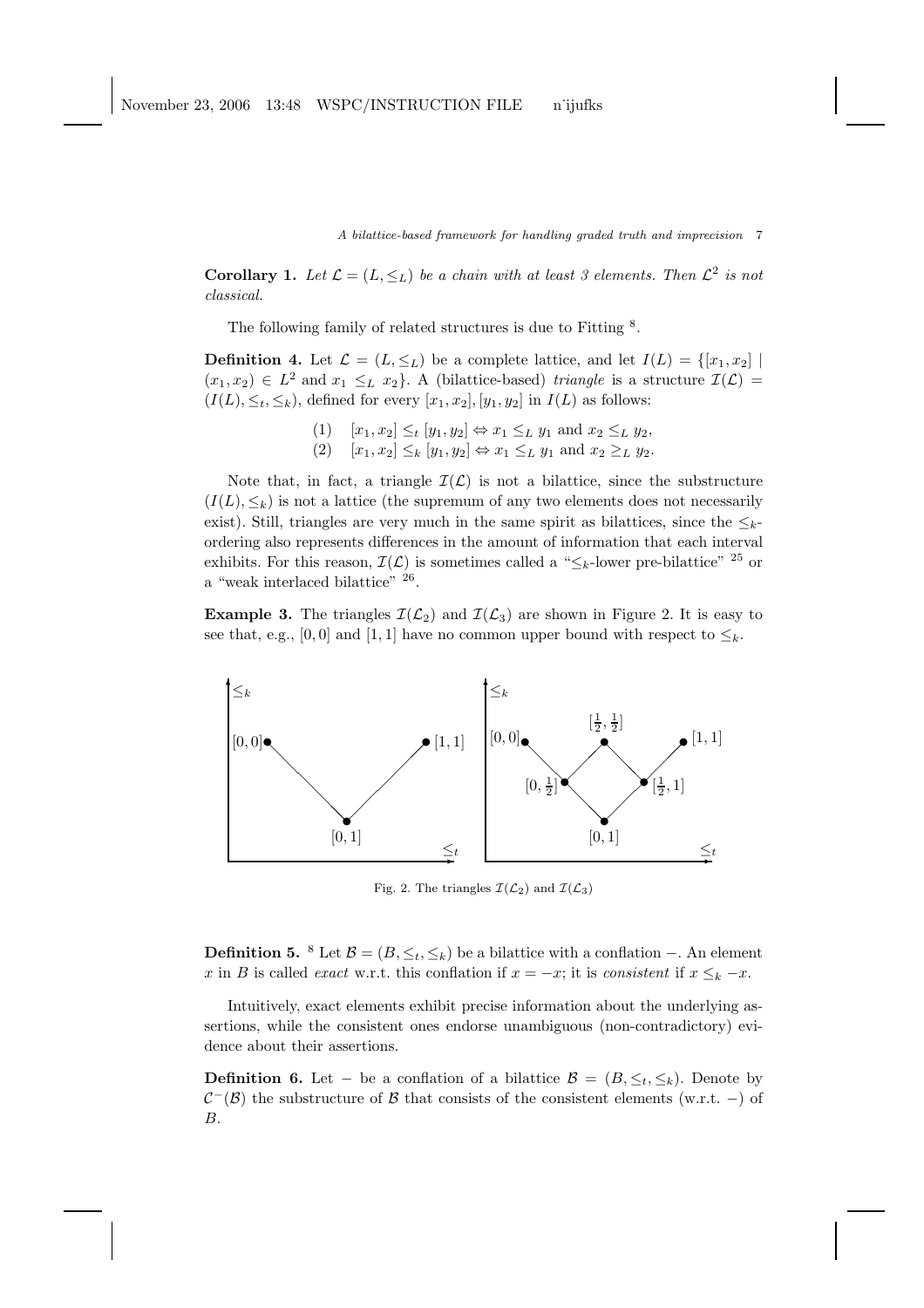**Corollary 1.** *Let $\mathcal{L} = (L, \leq_L)$ be a chain with at least 3 elements. Then $\mathcal{L}^2$ is not classical.*

The following family of related structures is due to Fitting [8].

**Definition 4.** Let $\mathcal{L} = (L, \leq_L)$ be a complete lattice, and let $I(L) = \{[x_1, x_2] \mid (x_1, x_2) \in L^2 \text{ and } x_1 \leq_L x_2\}$. A (bilattice-based) *triangle* is a structure $\mathcal{I}(\mathcal{L}) = (I(L), \leq_t, \leq_k)$, defined for every $[x_1, x_2], [y_1, y_2]$ in $I(L)$ as follows:

$$(1) \quad [x_1, x_2] \leq_t [y_1, y_2] \Leftrightarrow x_1 \leq_L y_1 \text{ and } x_2 \leq_L y_2,$$
$$(2) \quad [x_1, x_2] \leq_k [y_1, y_2] \Leftrightarrow x_1 \leq_L y_1 \text{ and } x_2 \geq_L y_2.$$

Note that, in fact, a triangle $\mathcal{I}(\mathcal{L})$ is not a bilattice, since the substructure $(I(L), \leq_k)$ is not a lattice (the supremum of any two elements does not necessarily exist). Still, triangles are very much in the same spirit as bilattices, since the $\leq_k$-ordering also represents differences in the amount of information that each interval exhibits. For this reason, $\mathcal{I}(\mathcal{L})$ is sometimes called a "$\leq_k$-lower pre-bilattice" [25] or a "weak interlaced bilattice" [26].

**Example 3.** The triangles $\mathcal{I}(\mathcal{L}_2)$ and $\mathcal{I}(\mathcal{L}_3)$ are shown in Figure 2. It is easy to see that, e.g., $[0, 0]$ and $[1, 1]$ have no common upper bound with respect to $\leq_k$.

Fig. 2. The triangles $\mathcal{I}(\mathcal{L}_2)$ and $\mathcal{I}(\mathcal{L}_3)$

**Definition 5.** [8] Let $\mathcal{B} = (B, \leq_t, \leq_k)$ be a bilattice with a conflation $-$. An element $x$ in $B$ is called *exact* w.r.t. this conflation if $x = -x$; it is *consistent* if $x \leq_k -x$.

Intuitively, exact elements exhibit precise information about the underlying assertions, while the consistent ones endorse unambiguous (non-contradictory) evidence about their assertions.

**Definition 6.** Let $-$ be a conflation of a bilattice $\mathcal{B} = (B, \leq_t, \leq_k)$. Denote by $\mathcal{C}^-(\mathcal{B})$ the substructure of $\mathcal{B}$ that consists of the consistent elements (w.r.t. $-$) of $B$.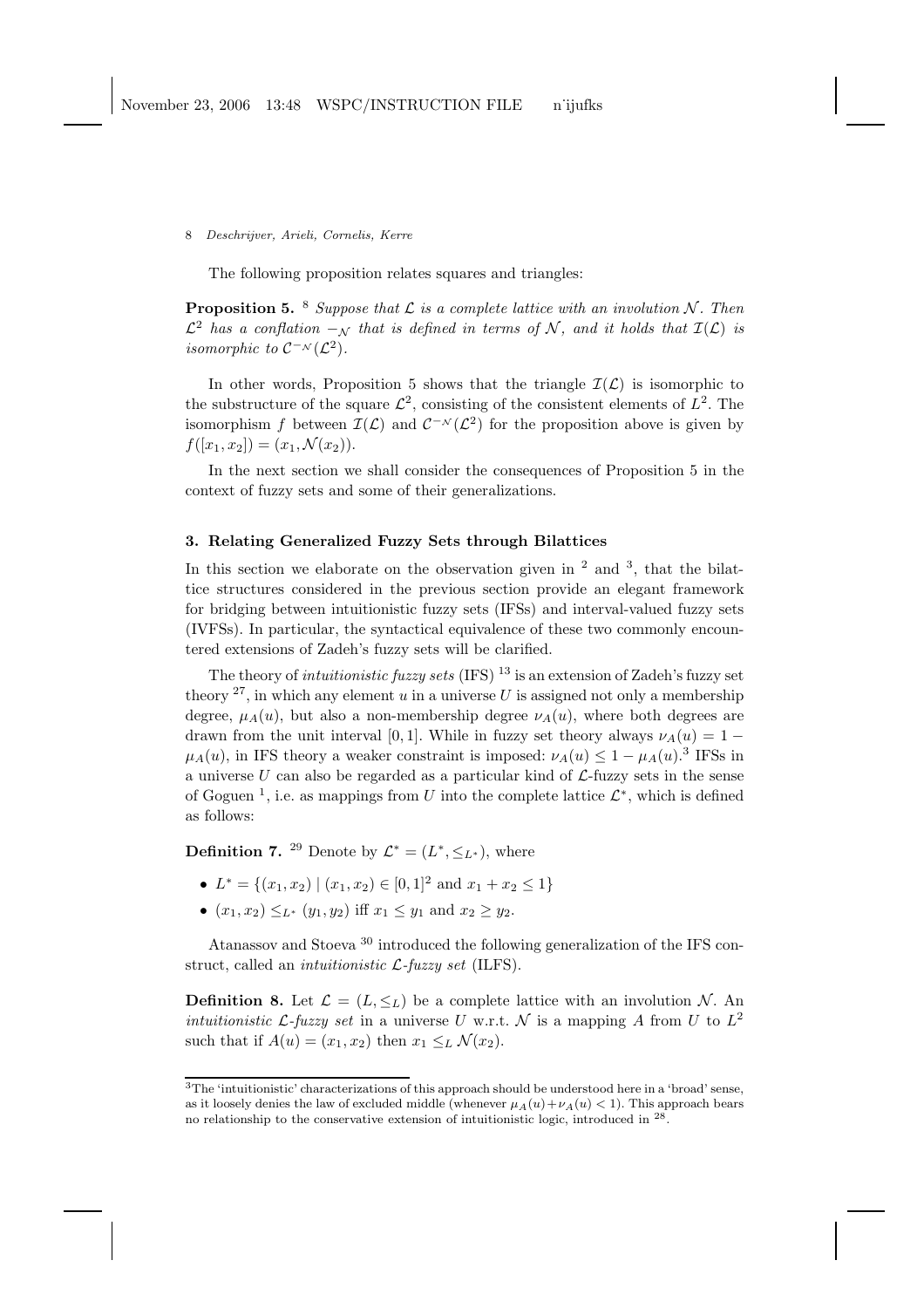The following proposition relates squares and triangles:

**Proposition 5.** [8] *Suppose that $\mathcal{L}$ is a complete lattice with an involution $\mathcal{N}$. Then $\mathcal{L}^2$ has a conflation $-_{\mathcal{N}}$ that is defined in terms of $\mathcal{N}$, and it holds that $\mathcal{I}(\mathcal{L})$ is isomorphic to $\mathcal{C}^{-_{\mathcal{N}}}(\mathcal{L}^2)$.*

In other words, Proposition 5 shows that the triangle $\mathcal{I}(\mathcal{L})$ is isomorphic to the substructure of the square $\mathcal{L}^2$, consisting of the consistent elements of $L^2$. The isomorphism $f$ between $\mathcal{I}(\mathcal{L})$ and $\mathcal{C}^{-_{\mathcal{N}}}(\mathcal{L}^2)$ for the proposition above is given by $f([x_1, x_2]) = (x_1, \mathcal{N}(x_2))$.

In the next section we shall consider the consequences of Proposition 5 in the context of fuzzy sets and some of their generalizations.

## 3. Relating Generalized Fuzzy Sets through Bilattices

In this section we elaborate on the observation given in [2] and [3], that the bilattice structures considered in the previous section provide an elegant framework for bridging between intuitionistic fuzzy sets (IFSs) and interval-valued fuzzy sets (IVFSs). In particular, the syntactical equivalence of these two commonly encountered extensions of Zadeh's fuzzy sets will be clarified.

The theory of *intuitionistic fuzzy sets* (IFS) [13] is an extension of Zadeh's fuzzy set theory [27], in which any element $u$ in a universe $U$ is assigned not only a membership degree, $\mu_A(u)$, but also a non-membership degree $\nu_A(u)$, where both degrees are drawn from the unit interval $[0, 1]$. While in fuzzy set theory always $\nu_A(u) = 1 - \mu_A(u)$, in IFS theory a weaker constraint is imposed: $\nu_A(u) \leq 1 - \mu_A(u)$.[3] IFSs in a universe $U$ can also be regarded as a particular kind of $\mathcal{L}$-fuzzy sets in the sense of Goguen [1], i.e. as mappings from $U$ into the complete lattice $\mathcal{L}^*$, which is defined as follows:

**Definition 7.** [29] Denote by $\mathcal{L}^* = (L^*, \leq_{L^*})$, where

- $L^* = \{(x_1, x_2) \mid (x_1, x_2) \in [0, 1]^2 \text{ and } x_1 + x_2 \leq 1\}$
- $(x_1, x_2) \leq_{L^*} (y_1, y_2)$ iff $x_1 \leq y_1$ and $x_2 \geq y_2$.

Atanassov and Stoeva [30] introduced the following generalization of the IFS construct, called an *intuitionistic $\mathcal{L}$-fuzzy set* (ILFS).

**Definition 8.** Let $\mathcal{L} = (L, \leq_L)$ be a complete lattice with an involution $\mathcal{N}$. An *intuitionistic $\mathcal{L}$-fuzzy set* in a universe $U$ w.r.t. $\mathcal{N}$ is a mapping $A$ from $U$ to $L^2$ such that if $A(u) = (x_1, x_2)$ then $x_1 \leq_L \mathcal{N}(x_2)$.

[3] The 'intuitionistic' characterizations of this approach should be understood here in a 'broad' sense, as it loosely denies the law of excluded middle (whenever $\mu_A(u)+\nu_A(u) < 1$). This approach bears no relationship to the conservative extension of intuitionistic logic, introduced in [28].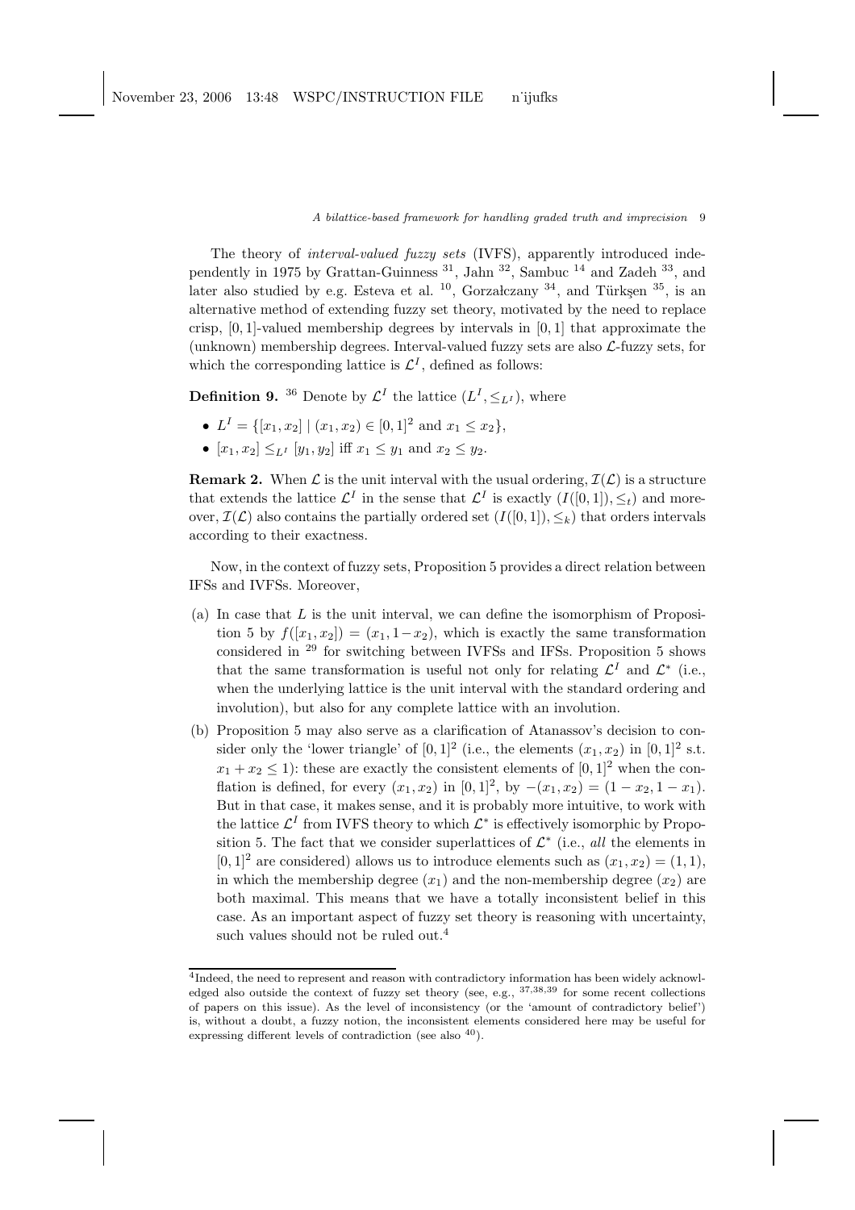The theory of *interval-valued fuzzy sets* (IVFS), apparently introduced independently in 1975 by Grattan-Guinness [31], Jahn [32], Sambuc [14] and Zadeh [33], and later also studied by e.g. Esteva et al. [10], Gorzałczany [34], and Türkşen [35], is an alternative method of extending fuzzy set theory, motivated by the need to replace crisp, $[0,1]$-valued membership degrees by intervals in $[0,1]$ that approximate the (unknown) membership degrees. Interval-valued fuzzy sets are also $\mathcal{L}$-fuzzy sets, for which the corresponding lattice is $\mathcal{L}^I$, defined as follows:

**Definition 9.** [36] Denote by $\mathcal{L}^I$ the lattice $(L^I, \leq_{L^I})$, where

- $L^I = \{[x_1, x_2] \mid (x_1, x_2) \in [0,1]^2 \text{ and } x_1 \leq x_2\}$,
- $[x_1, x_2] \leq_{L^I} [y_1, y_2]$ iff $x_1 \leq y_1$ and $x_2 \leq y_2$.

**Remark 2.** When $\mathcal{L}$ is the unit interval with the usual ordering, $\mathcal{I}(\mathcal{L})$ is a structure that extends the lattice $\mathcal{L}^I$ in the sense that $\mathcal{L}^I$ is exactly $(I([0,1]), \leq_t)$ and moreover, $\mathcal{I}(\mathcal{L})$ also contains the partially ordered set $(I([0,1]), \leq_k)$ that orders intervals according to their exactness.

Now, in the context of fuzzy sets, Proposition 5 provides a direct relation between IFSs and IVFSs. Moreover,

(a) In case that $L$ is the unit interval, we can define the isomorphism of Proposition 5 by $f([x_1, x_2]) = (x_1, 1-x_2)$, which is exactly the same transformation considered in [29] for switching between IVFSs and IFSs. Proposition 5 shows that the same transformation is useful not only for relating $\mathcal{L}^I$ and $\mathcal{L}^*$ (i.e., when the underlying lattice is the unit interval with the standard ordering and involution), but also for any complete lattice with an involution.

(b) Proposition 5 may also serve as a clarification of Atanassov's decision to consider only the 'lower triangle' of $[0,1]^2$ (i.e., the elements $(x_1, x_2)$ in $[0,1]^2$ s.t. $x_1 + x_2 \leq 1$): these are exactly the consistent elements of $[0,1]^2$ when the conflation is defined, for every $(x_1, x_2)$ in $[0,1]^2$, by $-(x_1, x_2) = (1 - x_2, 1 - x_1)$. But in that case, it makes sense, and it is probably more intuitive, to work with the lattice $\mathcal{L}^I$ from IVFS theory to which $\mathcal{L}^*$ is effectively isomorphic by Proposition 5. The fact that we consider superlattices of $\mathcal{L}^*$ (i.e., *all* the elements in $[0,1]^2$ are considered) allows us to introduce elements such as $(x_1, x_2) = (1,1)$, in which the membership degree ($x_1$) and the non-membership degree ($x_2$) are both maximal. This means that we have a totally inconsistent belief in this case. As an important aspect of fuzzy set theory is reasoning with uncertainty, such values should not be ruled out.[4]

[4] Indeed, the need to represent and reason with contradictory information has been widely acknowledged also outside the context of fuzzy set theory (see, e.g., [37,38,39] for some recent collections of papers on this issue). As the level of inconsistency (or the 'amount of contradictory belief') is, without a doubt, a fuzzy notion, the inconsistent elements considered here may be useful for expressing different levels of contradiction (see also [40]).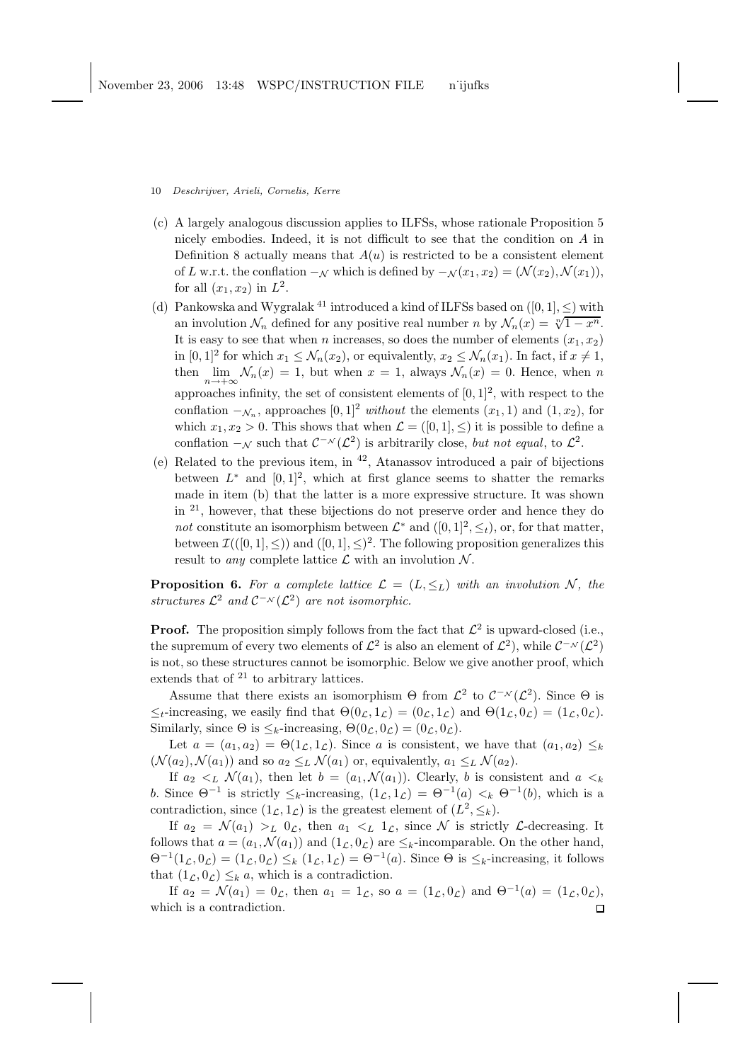(c) A largely analogous discussion applies to ILFSs, whose rationale Proposition 5 nicely embodies. Indeed, it is not difficult to see that the condition on $A$ in Definition 8 actually means that $A(u)$ is restricted to be a consistent element of $L$ w.r.t. the conflation $-_{\mathcal{N}}$ which is defined by $-_{\mathcal{N}}(x_1, x_2) = (\mathcal{N}(x_2), \mathcal{N}(x_1))$, for all $(x_1, x_2)$ in $L^2$.

(d) Pankowska and Wygralak [41] introduced a kind of ILFSs based on $([0,1], \leq)$ with an involution $\mathcal{N}_n$ defined for any positive real number $n$ by $\mathcal{N}_n(x) = \sqrt[n]{1 - x^n}$. It is easy to see that when $n$ increases, so does the number of elements $(x_1, x_2)$ in $[0,1]^2$ for which $x_1 \leq \mathcal{N}_n(x_2)$, or equivalently, $x_2 \leq \mathcal{N}_n(x_1)$. In fact, if $x \neq 1$, then $\lim_{n \to +\infty} \mathcal{N}_n(x) = 1$, but when $x = 1$, always $\mathcal{N}_n(x) = 0$. Hence, when $n$ approaches infinity, the set of consistent elements of $[0,1]^2$, with respect to the conflation $-_{\mathcal{N}_n}$, approaches $[0,1]^2$ *without* the elements $(x_1, 1)$ and $(1, x_2)$, for which $x_1, x_2 > 0$. This shows that when $\mathcal{L} = ([0,1], \leq)$ it is possible to define a conflation $-_{\mathcal{N}}$ such that $\mathcal{C}^{-_{\mathcal{N}}}(\mathcal{L}^2)$ is arbitrarily close, *but not equal*, to $\mathcal{L}^2$.

(e) Related to the previous item, in [42], Atanassov introduced a pair of bijections between $L^*$ and $[0,1]^2$, which at first glance seems to shatter the remarks made in item (b) that the latter is a more expressive structure. It was shown in [21], however, that these bijections do not preserve order and hence they do *not* constitute an isomorphism between $\mathcal{L}^*$ and $([0,1]^2, \leq_t)$, or, for that matter, between $\mathcal{I}(([0,1], \leq))$ and $([0,1], \leq)^2$. The following proposition generalizes this result to *any* complete lattice $\mathcal{L}$ with an involution $\mathcal{N}$.

**Proposition 6.** *For a complete lattice $\mathcal{L} = (L, \leq_L)$ with an involution $\mathcal{N}$, the structures $\mathcal{L}^2$ and $\mathcal{C}^{-_{\mathcal{N}}}(\mathcal{L}^2)$ are not isomorphic.*

**Proof.** The proposition simply follows from the fact that $\mathcal{L}^2$ is upward-closed (i.e., the supremum of every two elements of $\mathcal{L}^2$ is also an element of $\mathcal{L}^2$), while $\mathcal{C}^{-_{\mathcal{N}}}(\mathcal{L}^2)$ is not, so these structures cannot be isomorphic. Below we give another proof, which extends that of [21] to arbitrary lattices.

Assume that there exists an isomorphism $\Theta$ from $\mathcal{L}^2$ to $\mathcal{C}^{-_{\mathcal{N}}}(\mathcal{L}^2)$. Since $\Theta$ is $\leq_t$-increasing, we easily find that $\Theta(0_{\mathcal{L}}, 1_{\mathcal{L}}) = (0_{\mathcal{L}}, 1_{\mathcal{L}})$ and $\Theta(1_{\mathcal{L}}, 0_{\mathcal{L}}) = (1_{\mathcal{L}}, 0_{\mathcal{L}})$. Similarly, since $\Theta$ is $\leq_k$-increasing, $\Theta(0_{\mathcal{L}}, 0_{\mathcal{L}}) = (0_{\mathcal{L}}, 0_{\mathcal{L}})$.

Let $a = (a_1, a_2) = \Theta(1_{\mathcal{L}}, 1_{\mathcal{L}})$. Since $a$ is consistent, we have that $(a_1, a_2) \leq_k (\mathcal{N}(a_2), \mathcal{N}(a_1))$ and so $a_2 \leq_L \mathcal{N}(a_1)$ or, equivalently, $a_1 \leq_L \mathcal{N}(a_2)$.

If $a_2 <_L \mathcal{N}(a_1)$, then let $b = (a_1, \mathcal{N}(a_1))$. Clearly, $b$ is consistent and $a <_k b$. Since $\Theta^{-1}$ is strictly $\leq_k$-increasing, $(1_{\mathcal{L}}, 1_{\mathcal{L}}) = \Theta^{-1}(a) <_k \Theta^{-1}(b)$, which is a contradiction, since $(1_{\mathcal{L}}, 1_{\mathcal{L}})$ is the greatest element of $(L^2, \leq_k)$.

If $a_2 = \mathcal{N}(a_1) >_L 0_{\mathcal{L}}$, then $a_1 <_L 1_{\mathcal{L}}$, since $\mathcal{N}$ is strictly $\mathcal{L}$-decreasing. It follows that $a = (a_1, \mathcal{N}(a_1))$ and $(1_{\mathcal{L}}, 0_{\mathcal{L}})$ are $\leq_k$-incomparable. On the other hand, $\Theta^{-1}(1_{\mathcal{L}}, 0_{\mathcal{L}}) = (1_{\mathcal{L}}, 0_{\mathcal{L}}) \leq_k (1_{\mathcal{L}}, 1_{\mathcal{L}}) = \Theta^{-1}(a)$. Since $\Theta$ is $\leq_k$-increasing, it follows that $(1_{\mathcal{L}}, 0_{\mathcal{L}}) \leq_k a$, which is a contradiction.

If $a_2 = \mathcal{N}(a_1) = 0_{\mathcal{L}}$, then $a_1 = 1_{\mathcal{L}}$, so $a = (1_{\mathcal{L}}, 0_{\mathcal{L}})$ and $\Theta^{-1}(a) = (1_{\mathcal{L}}, 0_{\mathcal{L}})$, which is a contradiction. $\square$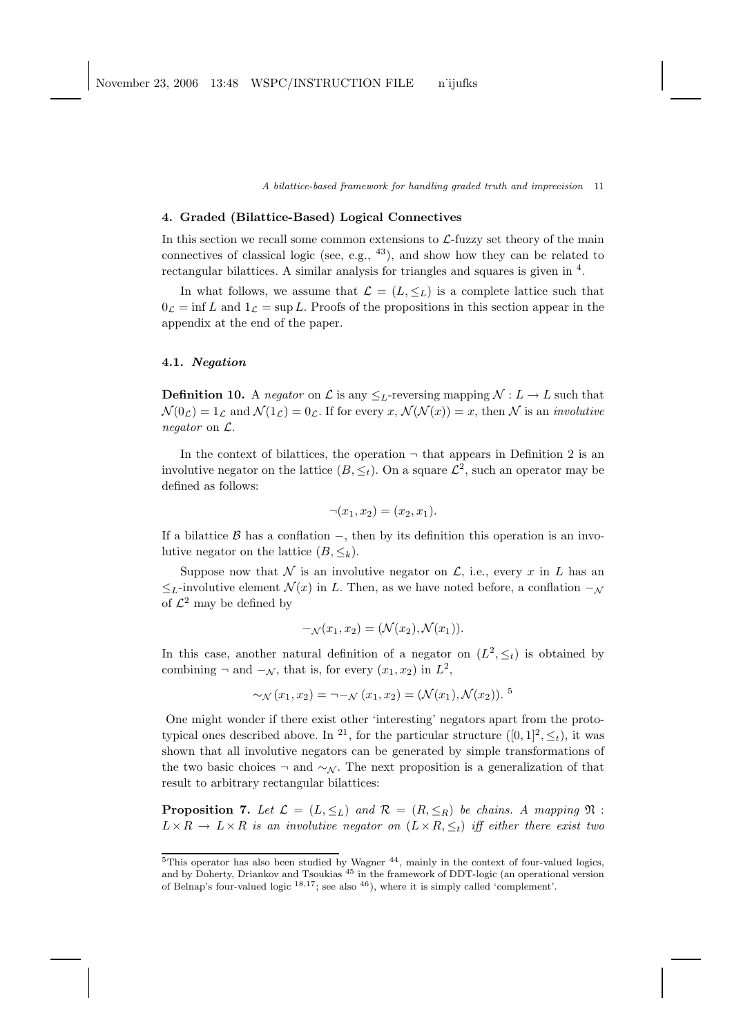## 4. Graded (Bilattice-Based) Logical Connectives

In this section we recall some common extensions to $\mathcal{L}$-fuzzy set theory of the main connectives of classical logic (see, e.g., [43]), and show how they can be related to rectangular bilattices. A similar analysis for triangles and squares is given in [4].

In what follows, we assume that $\mathcal{L} = (L, \leq_L)$ is a complete lattice such that $0_{\mathcal{L}} = \inf L$ and $1_{\mathcal{L}} = \sup L$. Proofs of the propositions in this section appear in the appendix at the end of the paper.

### 4.1. *Negation*

**Definition 10.** A *negator* on $\mathcal{L}$ is any $\leq_L$-reversing mapping $\mathcal{N} : L \to L$ such that $\mathcal{N}(0_{\mathcal{L}}) = 1_{\mathcal{L}}$ and $\mathcal{N}(1_{\mathcal{L}}) = 0_{\mathcal{L}}$. If for every $x$, $\mathcal{N}(\mathcal{N}(x)) = x$, then $\mathcal{N}$ is an *involutive negator* on $\mathcal{L}$.

In the context of bilattices, the operation $\neg$ that appears in Definition 2 is an involutive negator on the lattice $(B, \leq_t)$. On a square $\mathcal{L}^2$, such an operator may be defined as follows:

$$\neg(x_1, x_2) = (x_2, x_1).$$

If a bilattice $\mathcal{B}$ has a conflation $-$, then by its definition this operation is an involutive negator on the lattice $(B, \leq_k)$.

Suppose now that $\mathcal{N}$ is an involutive negator on $\mathcal{L}$, i.e., every $x$ in $L$ has an $\leq_L$-involutive element $\mathcal{N}(x)$ in $L$. Then, as we have noted before, a conflation $-_{\mathcal{N}}$ of $\mathcal{L}^2$ may be defined by

$$-_{\mathcal{N}}(x_1, x_2) = (\mathcal{N}(x_2), \mathcal{N}(x_1)).$$

In this case, another natural definition of a negator on $(L^2, \leq_t)$ is obtained by combining $\neg$ and $-_{\mathcal{N}}$, that is, for every $(x_1, x_2)$ in $L^2$,

$$\sim_{\mathcal{N}}(x_1, x_2) = \neg -_{\mathcal{N}}(x_1, x_2) = (\mathcal{N}(x_1), \mathcal{N}(x_2)).\ [5]$$

One might wonder if there exist other 'interesting' negators apart from the prototypical ones described above. In [21], for the particular structure $([0,1]^2, \leq_t)$, it was shown that all involutive negators can be generated by simple transformations of the two basic choices $\neg$ and $\sim_{\mathcal{N}}$. The next proposition is a generalization of that result to arbitrary rectangular bilattices:

**Proposition 7.** *Let $\mathcal{L} = (L, \leq_L)$ and $\mathcal{R} = (R, \leq_R)$ be chains. A mapping $\mathfrak{N} : L \times R \to L \times R$ is an involutive negator on $(L \times R, \leq_t)$ iff either there exist two*

---

[5] This operator has also been studied by Wagner [44], mainly in the context of four-valued logics, and by Doherty, Driankov and Tsoukias [45] in the framework of DDT-logic (an operational version of Belnap's four-valued logic [18,17]; see also [46]), where it is simply called 'complement'.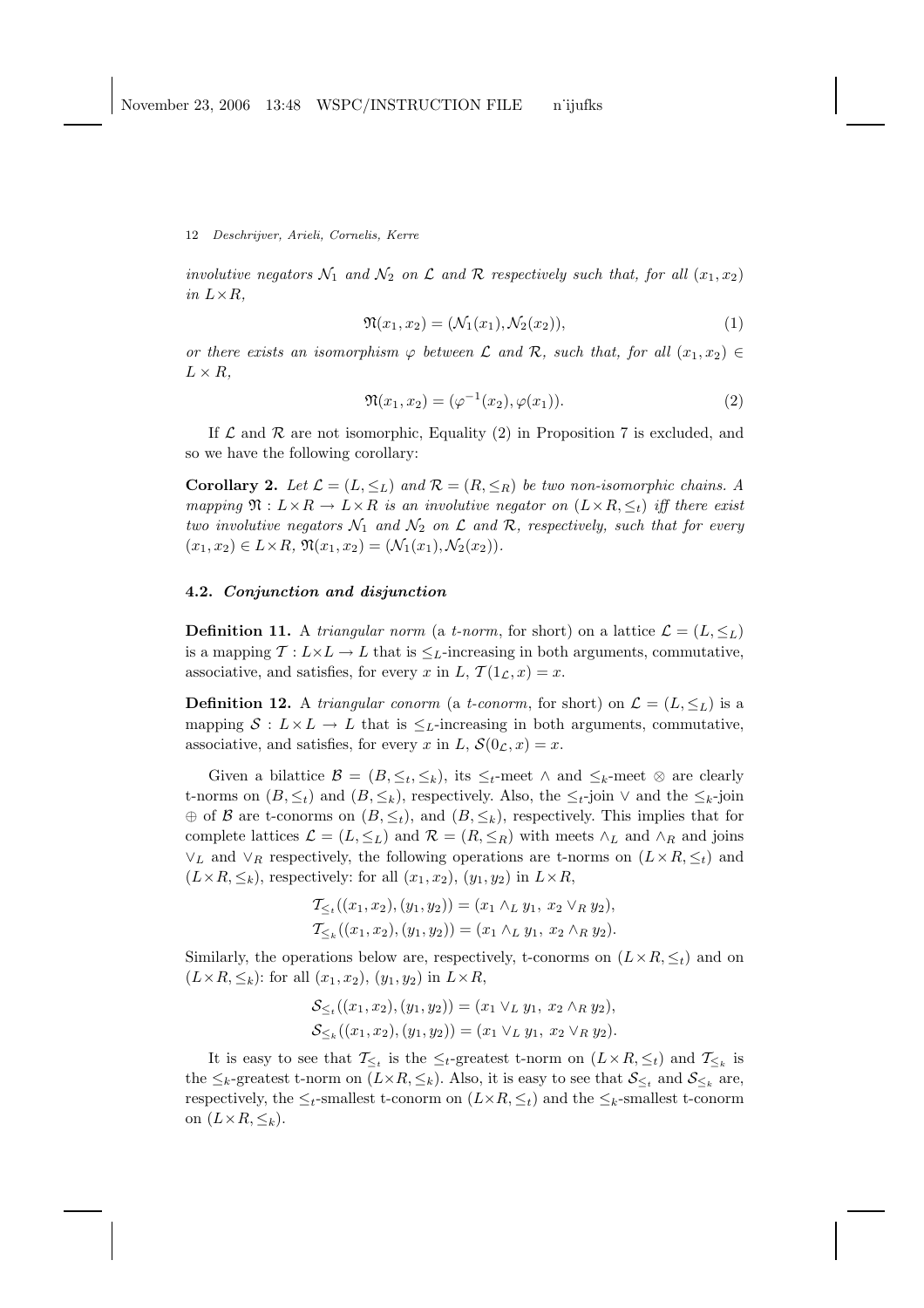*involutive negators $\mathcal{N}_1$ and $\mathcal{N}_2$ on $\mathcal{L}$ and $\mathcal{R}$ respectively such that, for all $(x_1, x_2)$ in $L \times R$,*

$$\mathfrak{N}(x_1, x_2) = (\mathcal{N}_1(x_1), \mathcal{N}_2(x_2)), \tag{1}$$

*or there exists an isomorphism $\varphi$ between $\mathcal{L}$ and $\mathcal{R}$, such that, for all $(x_1, x_2) \in L \times R$,*

$$\mathfrak{N}(x_1, x_2) = (\varphi^{-1}(x_2), \varphi(x_1)). \tag{2}$$

If $\mathcal{L}$ and $\mathcal{R}$ are not isomorphic, Equality (2) in Proposition 7 is excluded, and so we have the following corollary:

**Corollary 2.** *Let $\mathcal{L} = (L, \leq_L)$ and $\mathcal{R} = (R, \leq_R)$ be two non-isomorphic chains. A mapping $\mathfrak{N} : L \times R \to L \times R$ is an involutive negator on $(L \times R, \leq_t)$ iff there exist two involutive negators $\mathcal{N}_1$ and $\mathcal{N}_2$ on $\mathcal{L}$ and $\mathcal{R}$, respectively, such that for every $(x_1, x_2) \in L \times R$, $\mathfrak{N}(x_1, x_2) = (\mathcal{N}_1(x_1), \mathcal{N}_2(x_2))$.*

### 4.2. *Conjunction and disjunction*

**Definition 11.** A *triangular norm* (a *t-norm*, for short) on a lattice $\mathcal{L} = (L, \leq_L)$ is a mapping $\mathcal{T} : L \times L \to L$ that is $\leq_L$-increasing in both arguments, commutative, associative, and satisfies, for every $x$ in $L$, $\mathcal{T}(1_{\mathcal{L}}, x) = x$.

**Definition 12.** A *triangular conorm* (a *t-conorm*, for short) on $\mathcal{L} = (L, \leq_L)$ is a mapping $\mathcal{S} : L \times L \to L$ that is $\leq_L$-increasing in both arguments, commutative, associative, and satisfies, for every $x$ in $L$, $\mathcal{S}(0_{\mathcal{L}}, x) = x$.

Given a bilattice $\mathcal{B} = (B, \leq_t, \leq_k)$, its $\leq_t$-meet $\wedge$ and $\leq_k$-meet $\otimes$ are clearly t-norms on $(B, \leq_t)$ and $(B, \leq_k)$, respectively. Also, the $\leq_t$-join $\vee$ and the $\leq_k$-join $\oplus$ of $\mathcal{B}$ are t-conorms on $(B, \leq_t)$, and $(B, \leq_k)$, respectively. This implies that for complete lattices $\mathcal{L} = (L, \leq_L)$ and $\mathcal{R} = (R, \leq_R)$ with meets $\wedge_L$ and $\wedge_R$ and joins $\vee_L$ and $\vee_R$ respectively, the following operations are t-norms on $(L \times R, \leq_t)$ and $(L \times R, \leq_k)$, respectively: for all $(x_1, x_2)$, $(y_1, y_2)$ in $L \times R$,

$$\mathcal{T}_{\leq_t}((x_1, x_2), (y_1, y_2)) = (x_1 \wedge_L y_1,\ x_2 \vee_R y_2),$$
$$\mathcal{T}_{\leq_k}((x_1, x_2), (y_1, y_2)) = (x_1 \wedge_L y_1,\ x_2 \wedge_R y_2).$$

Similarly, the operations below are, respectively, t-conorms on $(L \times R, \leq_t)$ and on $(L \times R, \leq_k)$: for all $(x_1, x_2)$, $(y_1, y_2)$ in $L \times R$,

$$\mathcal{S}_{\leq_t}((x_1, x_2), (y_1, y_2)) = (x_1 \vee_L y_1,\ x_2 \wedge_R y_2),$$
$$\mathcal{S}_{\leq_k}((x_1, x_2), (y_1, y_2)) = (x_1 \vee_L y_1,\ x_2 \vee_R y_2).$$

It is easy to see that $\mathcal{T}_{\leq_t}$ is the $\leq_t$-greatest t-norm on $(L \times R, \leq_t)$ and $\mathcal{T}_{\leq_k}$ is the $\leq_k$-greatest t-norm on $(L \times R, \leq_k)$. Also, it is easy to see that $\mathcal{S}_{\leq_t}$ and $\mathcal{S}_{\leq_k}$ are, respectively, the $\leq_t$-smallest t-conorm on $(L \times R, \leq_t)$ and the $\leq_k$-smallest t-conorm on $(L \times R, \leq_k)$.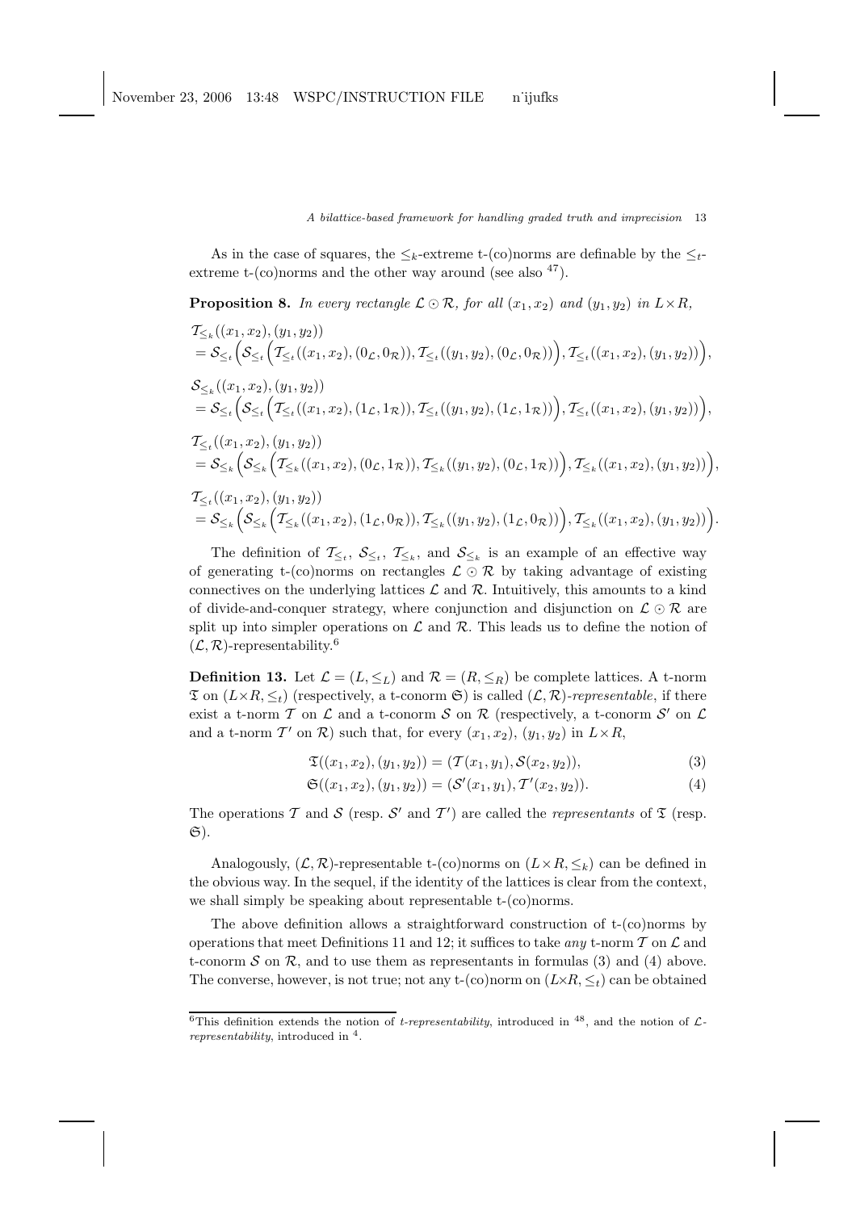As in the case of squares, the $\leq_k$-extreme t-(co)norms are definable by the $\leq_t$-extreme t-(co)norms and the other way around (see also [47]).

**Proposition 8.** *In every rectangle $\mathcal{L} \odot \mathcal{R}$, for all $(x_1, x_2)$ and $(y_1, y_2)$ in $L \times R$,*

$$\begin{aligned}
&\mathcal{T}_{\leq_k}((x_1,x_2),(y_1,y_2)) \\
&= \mathcal{S}_{\leq_t}\Big(\mathcal{S}_{\leq_t}\Big(\mathcal{T}_{\leq_t}((x_1,x_2),(0_\mathcal{L},0_\mathcal{R})),\mathcal{T}_{\leq_t}((y_1,y_2),(0_\mathcal{L},0_\mathcal{R}))\Big),\mathcal{T}_{\leq_t}((x_1,x_2),(y_1,y_2))\Big),
\end{aligned}$$

$$\begin{aligned}
&\mathcal{S}_{\leq_k}((x_1,x_2),(y_1,y_2)) \\
&= \mathcal{S}_{\leq_t}\Big(\mathcal{S}_{\leq_t}\Big(\mathcal{T}_{\leq_t}((x_1,x_2),(1_\mathcal{L},1_\mathcal{R})),\mathcal{T}_{\leq_t}((y_1,y_2),(1_\mathcal{L},1_\mathcal{R}))\Big),\mathcal{T}_{\leq_t}((x_1,x_2),(y_1,y_2))\Big),
\end{aligned}$$

$$\begin{aligned}
&\mathcal{T}_{\leq_t}((x_1,x_2),(y_1,y_2)) \\
&= \mathcal{S}_{\leq_k}\Big(\mathcal{S}_{\leq_k}\Big(\mathcal{T}_{\leq_k}((x_1,x_2),(0_\mathcal{L},1_\mathcal{R})),\mathcal{T}_{\leq_k}((y_1,y_2),(0_\mathcal{L},1_\mathcal{R}))\Big),\mathcal{T}_{\leq_k}((x_1,x_2),(y_1,y_2))\Big),
\end{aligned}$$

$$\begin{aligned}
&\mathcal{T}_{\leq_t}((x_1,x_2),(y_1,y_2)) \\
&= \mathcal{S}_{\leq_k}\Big(\mathcal{S}_{\leq_k}\Big(\mathcal{T}_{\leq_k}((x_1,x_2),(1_\mathcal{L},0_\mathcal{R})),\mathcal{T}_{\leq_k}((y_1,y_2),(1_\mathcal{L},0_\mathcal{R}))\Big),\mathcal{T}_{\leq_k}((x_1,x_2),(y_1,y_2))\Big).
\end{aligned}$$

The definition of $\mathcal{T}_{\leq_t}$, $\mathcal{S}_{\leq_t}$, $\mathcal{T}_{\leq_k}$, and $\mathcal{S}_{\leq_k}$ is an example of an effective way of generating t-(co)norms on rectangles $\mathcal{L} \odot \mathcal{R}$ by taking advantage of existing connectives on the underlying lattices $\mathcal{L}$ and $\mathcal{R}$. Intuitively, this amounts to a kind of divide-and-conquer strategy, where conjunction and disjunction on $\mathcal{L} \odot \mathcal{R}$ are split up into simpler operations on $\mathcal{L}$ and $\mathcal{R}$. This leads us to define the notion of $(\mathcal{L}, \mathcal{R})$-representability.[6]

**Definition 13.** Let $\mathcal{L} = (L, \leq_L)$ and $\mathcal{R} = (R, \leq_R)$ be complete lattices. A t-norm $\mathfrak{T}$ on $(L \times R, \leq_t)$ (respectively, a t-conorm $\mathfrak{S}$) is called *$(\mathcal{L}, \mathcal{R})$-representable*, if there exist a t-norm $\mathcal{T}$ on $\mathcal{L}$ and a t-conorm $\mathcal{S}$ on $\mathcal{R}$ (respectively, a t-conorm $\mathcal{S}'$ on $\mathcal{L}$ and a t-norm $\mathcal{T}'$ on $\mathcal{R}$) such that, for every $(x_1, x_2)$, $(y_1, y_2)$ in $L \times R$,

$$\mathfrak{T}((x_1,x_2),(y_1,y_2)) = (\mathcal{T}(x_1,y_1),\mathcal{S}(x_2,y_2)), \tag{3}$$

$$\mathfrak{S}((x_1,x_2),(y_1,y_2)) = (\mathcal{S}'(x_1,y_1),\mathcal{T}'(x_2,y_2)). \tag{4}$$

The operations $\mathcal{T}$ and $\mathcal{S}$ (resp. $\mathcal{S}'$ and $\mathcal{T}'$) are called the *representants* of $\mathfrak{T}$ (resp. $\mathfrak{S}$).

Analogously, $(\mathcal{L}, \mathcal{R})$-representable t-(co)norms on $(L \times R, \leq_k)$ can be defined in the obvious way. In the sequel, if the identity of the lattices is clear from the context, we shall simply be speaking about representable t-(co)norms.

The above definition allows a straightforward construction of t-(co)norms by operations that meet Definitions 11 and 12; it suffices to take *any* t-norm $\mathcal{T}$ on $\mathcal{L}$ and t-conorm $\mathcal{S}$ on $\mathcal{R}$, and to use them as representants in formulas (3) and (4) above. The converse, however, is not true; not any t-(co)norm on $(L \times R, \leq_t)$ can be obtained

---

[6] This definition extends the notion of *t-representability*, introduced in [48], and the notion of *$\mathcal{L}$-representability*, introduced in [4].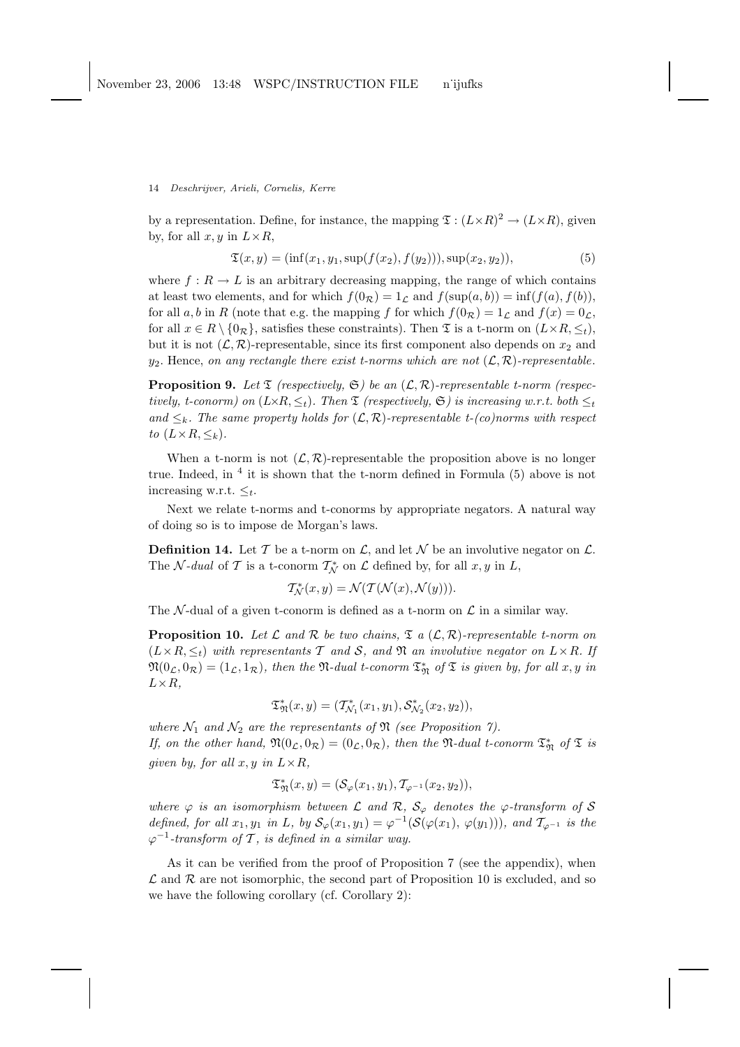by a representation. Define, for instance, the mapping $\mathfrak{T} : (L\times R)^2 \to (L\times R)$, given by, for all $x, y$ in $L\times R$,

$$\mathfrak{T}(x, y) = (\inf(x_1, y_1, \sup(f(x_2), f(y_2))), \sup(x_2, y_2)), \tag{5}$$

where $f : R \to L$ is an arbitrary decreasing mapping, the range of which contains at least two elements, and for which $f(0_\mathcal{R}) = 1_\mathcal{L}$ and $f(\sup(a, b)) = \inf(f(a), f(b))$, for all $a, b$ in $R$ (note that e.g. the mapping $f$ for which $f(0_\mathcal{R}) = 1_\mathcal{L}$ and $f(x) = 0_\mathcal{L}$, for all $x \in R \setminus \{0_\mathcal{R}\}$, satisfies these constraints). Then $\mathfrak{T}$ is a t-norm on $(L\times R, \leq_t)$, but it is not $(\mathcal{L}, \mathcal{R})$-representable, since its first component also depends on $x_2$ and $y_2$. Hence, *on any rectangle there exist t-norms which are not* $(\mathcal{L}, \mathcal{R})$*-representable*.

**Proposition 9.** *Let $\mathfrak{T}$ (respectively, $\mathfrak{S}$) be an $(\mathcal{L}, \mathcal{R})$-representable t-norm (respectively, t-conorm) on $(L\times R, \leq_t)$. Then $\mathfrak{T}$ (respectively, $\mathfrak{S}$) is increasing w.r.t. both $\leq_t$ and $\leq_k$. The same property holds for $(\mathcal{L}, \mathcal{R})$-representable t-(co)norms with respect to $(L\times R, \leq_k)$.*

When a t-norm is not $(\mathcal{L}, \mathcal{R})$-representable the proposition above is no longer true. Indeed, in [4] it is shown that the t-norm defined in Formula (5) above is not increasing w.r.t. $\leq_t$.

Next we relate t-norms and t-conorms by appropriate negators. A natural way of doing so is to impose de Morgan's laws.

**Definition 14.** Let $\mathcal{T}$ be a t-norm on $\mathcal{L}$, and let $\mathcal{N}$ be an involutive negator on $\mathcal{L}$. The $\mathcal{N}$*-dual* of $\mathcal{T}$ is a t-conorm $\mathcal{T}^*_\mathcal{N}$ on $\mathcal{L}$ defined by, for all $x, y$ in $L$,

$$\mathcal{T}^*_\mathcal{N}(x, y) = \mathcal{N}(\mathcal{T}(\mathcal{N}(x), \mathcal{N}(y))).$$

The $\mathcal{N}$-dual of a given t-conorm is defined as a t-norm on $\mathcal{L}$ in a similar way.

**Proposition 10.** *Let $\mathcal{L}$ and $\mathcal{R}$ be two chains, $\mathfrak{T}$ a $(\mathcal{L}, \mathcal{R})$-representable t-norm on $(L\times R, \leq_t)$ with representants $\mathcal{T}$ and $\mathcal{S}$, and $\mathfrak{N}$ an involutive negator on $L\times R$. If $\mathfrak{N}(0_\mathcal{L}, 0_\mathcal{R}) = (1_\mathcal{L}, 1_\mathcal{R})$, then the $\mathfrak{N}$-dual t-conorm $\mathfrak{T}^*_\mathfrak{N}$ of $\mathfrak{T}$ is given by, for all $x, y$ in $L\times R$,*

$$\mathfrak{T}^*_\mathfrak{N}(x, y) = (\mathcal{T}^*_{\mathcal{N}_1}(x_1, y_1), \mathcal{S}^*_{\mathcal{N}_2}(x_2, y_2)),$$

*where $\mathcal{N}_1$ and $\mathcal{N}_2$ are the representants of $\mathfrak{N}$ (see Proposition 7).*
*If, on the other hand, $\mathfrak{N}(0_\mathcal{L}, 0_\mathcal{R}) = (0_\mathcal{L}, 0_\mathcal{R})$, then the $\mathfrak{N}$-dual t-conorm $\mathfrak{T}^*_\mathfrak{N}$ of $\mathfrak{T}$ is given by, for all $x, y$ in $L\times R$,*

$$\mathfrak{T}^*_\mathfrak{N}(x, y) = (\mathcal{S}_\varphi(x_1, y_1), \mathcal{T}_{\varphi^{-1}}(x_2, y_2)),$$

*where $\varphi$ is an isomorphism between $\mathcal{L}$ and $\mathcal{R}$, $\mathcal{S}_\varphi$ denotes the $\varphi$-transform of $\mathcal{S}$ defined, for all $x_1, y_1$ in $L$, by $\mathcal{S}_\varphi(x_1, y_1) = \varphi^{-1}(\mathcal{S}(\varphi(x_1), \varphi(y_1)))$, and $\mathcal{T}_{\varphi^{-1}}$ is the $\varphi^{-1}$-transform of $\mathcal{T}$, is defined in a similar way.*

As it can be verified from the proof of Proposition 7 (see the appendix), when $\mathcal{L}$ and $\mathcal{R}$ are not isomorphic, the second part of Proposition 10 is excluded, and so we have the following corollary (cf. Corollary 2):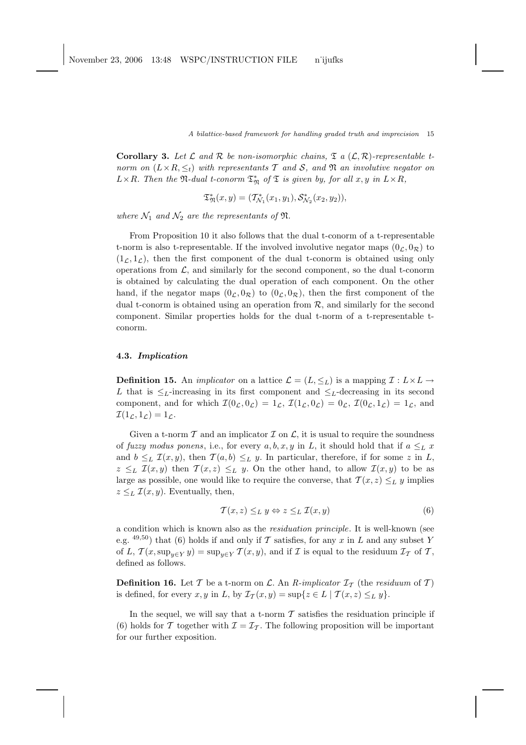**Corollary 3.** *Let $\mathcal{L}$ and $\mathcal{R}$ be non-isomorphic chains, $\mathfrak{T}$ a $(\mathcal{L}, \mathcal{R})$-representable t-norm on $(L \times R, \leq_t)$ with representants $\mathcal{T}$ and $\mathcal{S}$, and $\mathfrak{N}$ an involutive negator on $L \times R$. Then the $\mathfrak{N}$-dual t-conorm $\mathfrak{T}^*_{\mathfrak{N}}$ of $\mathfrak{T}$ is given by, for all $x, y$ in $L \times R$,*

$$\mathfrak{T}^*_{\mathfrak{N}}(x, y) = (\mathcal{T}^*_{\mathcal{N}_1}(x_1, y_1), \mathcal{S}^*_{\mathcal{N}_2}(x_2, y_2)),$$

*where $\mathcal{N}_1$ and $\mathcal{N}_2$ are the representants of $\mathfrak{N}$.*

From Proposition 10 it also follows that the dual t-conorm of a t-representable t-norm is also t-representable. If the involved involutive negator maps $(0_\mathcal{L}, 0_\mathcal{R})$ to $(1_\mathcal{L}, 1_\mathcal{L})$, then the first component of the dual t-conorm is obtained using only operations from $\mathcal{L}$, and similarly for the second component, so the dual t-conorm is obtained by calculating the dual operation of each component. On the other hand, if the negator maps $(0_\mathcal{L}, 0_\mathcal{R})$ to $(0_\mathcal{L}, 0_\mathcal{R})$, then the first component of the dual t-conorm is obtained using an operation from $\mathcal{R}$, and similarly for the second component. Similar properties holds for the dual t-norm of a t-representable t-conorm.

### 4.3. *Implication*

**Definition 15.** An *implicator* on a lattice $\mathcal{L} = (L, \leq_L)$ is a mapping $\mathcal{I} : L \times L \to L$ that is $\leq_L$-increasing in its first component and $\leq_L$-decreasing in its second component, and for which $\mathcal{I}(0_\mathcal{L}, 0_\mathcal{L}) = 1_\mathcal{L}$, $\mathcal{I}(1_\mathcal{L}, 0_\mathcal{L}) = 0_\mathcal{L}$, $\mathcal{I}(0_\mathcal{L}, 1_\mathcal{L}) = 1_\mathcal{L}$, and $\mathcal{I}(1_\mathcal{L}, 1_\mathcal{L}) = 1_\mathcal{L}$.

Given a t-norm $\mathcal{T}$ and an implicator $\mathcal{I}$ on $\mathcal{L}$, it is usual to require the soundness of *fuzzy modus ponens*, i.e., for every $a, b, x, y$ in $L$, it should hold that if $a \leq_L x$ and $b \leq_L \mathcal{I}(x, y)$, then $\mathcal{T}(a, b) \leq_L y$. In particular, therefore, if for some $z$ in $L$, $z \leq_L \mathcal{I}(x, y)$ then $\mathcal{T}(x, z) \leq_L y$. On the other hand, to allow $\mathcal{I}(x, y)$ to be as large as possible, one would like to require the converse, that $\mathcal{T}(x, z) \leq_L y$ implies $z \leq_L \mathcal{I}(x, y)$. Eventually, then,

$$\mathcal{T}(x, z) \leq_L y \Leftrightarrow z \leq_L \mathcal{I}(x, y) \tag{6}$$

a condition which is known also as the *residuation principle*. It is well-known (see e.g. [49,50]) that (6) holds if and only if $\mathcal{T}$ satisfies, for any $x$ in $L$ and any subset $Y$ of $L$, $\mathcal{T}(x, \sup_{y \in Y} y) = \sup_{y \in Y} \mathcal{T}(x, y)$, and if $\mathcal{I}$ is equal to the residuum $\mathcal{I}_\mathcal{T}$ of $\mathcal{T}$, defined as follows.

**Definition 16.** Let $\mathcal{T}$ be a t-norm on $\mathcal{L}$. An *R-implicator* $\mathcal{I}_\mathcal{T}$ (the *residuum* of $\mathcal{T}$) is defined, for every $x, y$ in $L$, by $\mathcal{I}_\mathcal{T}(x, y) = \sup\{z \in L \mid \mathcal{T}(x, z) \leq_L y\}$.

In the sequel, we will say that a t-norm $\mathcal{T}$ satisfies the residuation principle if (6) holds for $\mathcal{T}$ together with $\mathcal{I} = \mathcal{I}_\mathcal{T}$. The following proposition will be important for our further exposition.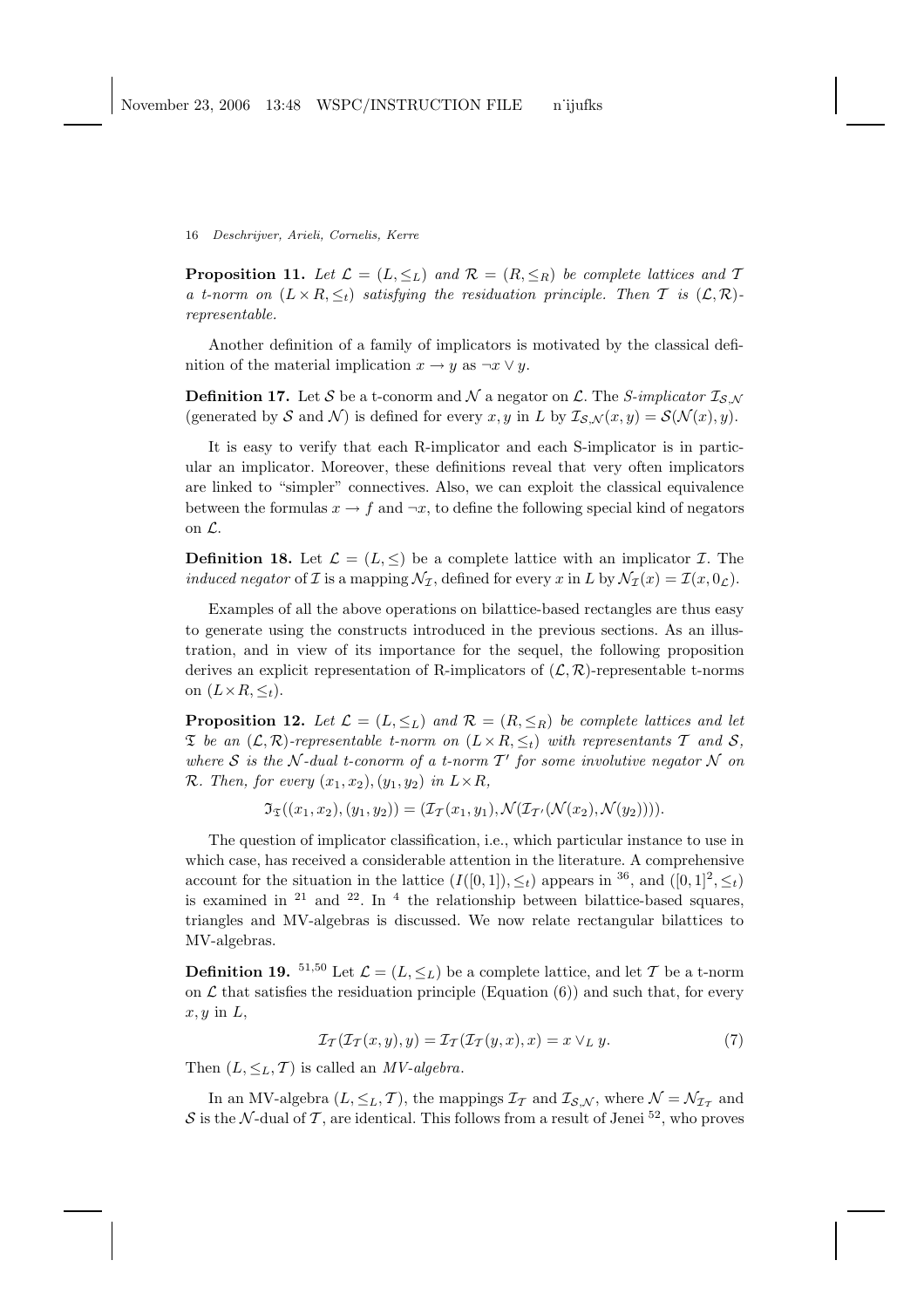**Proposition 11.** *Let $\mathcal{L} = (L, \leq_L)$ and $\mathcal{R} = (R, \leq_R)$ be complete lattices and $\mathcal{T}$ a t-norm on $(L \times R, \leq_t)$ satisfying the residuation principle. Then $\mathcal{T}$ is $(\mathcal{L}, \mathcal{R})$-representable.*

Another definition of a family of implicators is motivated by the classical definition of the material implication $x \to y$ as $\neg x \vee y$.

**Definition 17.** Let $\mathcal{S}$ be a t-conorm and $\mathcal{N}$ a negator on $\mathcal{L}$. The *S-implicator* $\mathcal{I}_{\mathcal{S},\mathcal{N}}$ (generated by $\mathcal{S}$ and $\mathcal{N}$) is defined for every $x, y$ in $L$ by $\mathcal{I}_{\mathcal{S},\mathcal{N}}(x, y) = \mathcal{S}(\mathcal{N}(x), y)$.

It is easy to verify that each R-implicator and each S-implicator is in particular an implicator. Moreover, these definitions reveal that very often implicators are linked to "simpler" connectives. Also, we can exploit the classical equivalence between the formulas $x \to f$ and $\neg x$, to define the following special kind of negators on $\mathcal{L}$.

**Definition 18.** Let $\mathcal{L} = (L, \leq)$ be a complete lattice with an implicator $\mathcal{I}$. The *induced negator* of $\mathcal{I}$ is a mapping $\mathcal{N}_{\mathcal{I}}$, defined for every $x$ in $L$ by $\mathcal{N}_{\mathcal{I}}(x) = \mathcal{I}(x, 0_{\mathcal{L}})$.

Examples of all the above operations on bilattice-based rectangles are thus easy to generate using the constructs introduced in the previous sections. As an illustration, and in view of its importance for the sequel, the following proposition derives an explicit representation of R-implicators of $(\mathcal{L}, \mathcal{R})$-representable t-norms on $(L \times R, \leq_t)$.

**Proposition 12.** *Let $\mathcal{L} = (L, \leq_L)$ and $\mathcal{R} = (R, \leq_R)$ be complete lattices and let $\mathfrak{T}$ be an $(\mathcal{L}, \mathcal{R})$-representable t-norm on $(L \times R, \leq_t)$ with representants $\mathcal{T}$ and $\mathcal{S}$, where $\mathcal{S}$ is the $\mathcal{N}$-dual t-conorm of a t-norm $\mathcal{T}'$ for some involutive negator $\mathcal{N}$ on $\mathcal{R}$. Then, for every $(x_1, x_2), (y_1, y_2)$ in $L \times R$,*

$$\mathfrak{I}_{\mathfrak{T}}((x_1, x_2), (y_1, y_2)) = (\mathcal{I}_{\mathcal{T}}(x_1, y_1), \mathcal{N}(\mathcal{I}_{\mathcal{T}'}(\mathcal{N}(x_2), \mathcal{N}(y_2)))).$$

The question of implicator classification, i.e., which particular instance to use in which case, has received a considerable attention in the literature. A comprehensive account for the situation in the lattice $(I([0,1]), \leq_t)$ appears in [36], and $([0,1]^2, \leq_t)$ is examined in [21] and [22]. In [4] the relationship between bilattice-based squares, triangles and MV-algebras is discussed. We now relate rectangular bilattices to MV-algebras.

**Definition 19.** [51,50] Let $\mathcal{L} = (L, \leq_L)$ be a complete lattice, and let $\mathcal{T}$ be a t-norm on $\mathcal{L}$ that satisfies the residuation principle (Equation (6)) and such that, for every $x, y$ in $L$,

$$\mathcal{I}_{\mathcal{T}}(\mathcal{I}_{\mathcal{T}}(x, y), y) = \mathcal{I}_{\mathcal{T}}(\mathcal{I}_{\mathcal{T}}(y, x), x) = x \vee_L y. \tag{7}$$

Then $(L, \leq_L, \mathcal{T})$ is called an *MV-algebra*.

In an MV-algebra $(L, \leq_L, \mathcal{T})$, the mappings $\mathcal{I}_{\mathcal{T}}$ and $\mathcal{I}_{\mathcal{S},\mathcal{N}}$, where $\mathcal{N} = \mathcal{N}_{\mathcal{I}_{\mathcal{T}}}$ and $\mathcal{S}$ is the $\mathcal{N}$-dual of $\mathcal{T}$, are identical. This follows from a result of Jenei [52], who proves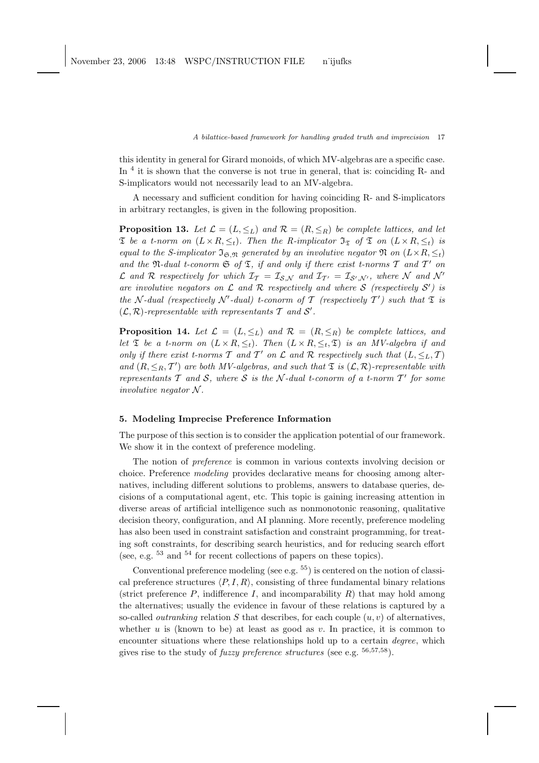this identity in general for Girard monoids, of which MV-algebras are a specific case. In [4] it is shown that the converse is not true in general, that is: coinciding R- and S-implicators would not necessarily lead to an MV-algebra.

A necessary and sufficient condition for having coinciding R- and S-implicators in arbitrary rectangles, is given in the following proposition.

**Proposition 13.** *Let $\mathcal{L} = (L, \leq_L)$ and $\mathcal{R} = (R, \leq_R)$ be complete lattices, and let $\mathfrak{T}$ be a t-norm on $(L \times R, \leq_t)$. Then the R-implicator $\mathfrak{I}_{\mathfrak{T}}$ of $\mathfrak{T}$ on $(L \times R, \leq_t)$ is equal to the S-implicator $\mathfrak{I}_{\mathfrak{S},\mathfrak{N}}$ generated by an involutive negator $\mathfrak{N}$ on $(L \times R, \leq_t)$ and the $\mathfrak{N}$-dual t-conorm $\mathfrak{S}$ of $\mathfrak{T}$, if and only if there exist t-norms $\mathcal{T}$ and $\mathcal{T}'$ on $\mathcal{L}$ and $\mathcal{R}$ respectively for which $\mathcal{I}_{\mathcal{T}} = \mathcal{I}_{\mathcal{S},\mathcal{N}}$ and $\mathcal{I}_{\mathcal{T}'} = \mathcal{I}_{\mathcal{S}',\mathcal{N}'}$, where $\mathcal{N}$ and $\mathcal{N}'$ are involutive negators on $\mathcal{L}$ and $\mathcal{R}$ respectively and where $\mathcal{S}$ (respectively $\mathcal{S}'$) is the $\mathcal{N}$-dual (respectively $\mathcal{N}'$-dual) t-conorm of $\mathcal{T}$ (respectively $\mathcal{T}'$) such that $\mathfrak{T}$ is $(\mathcal{L}, \mathcal{R})$-representable with representants $\mathcal{T}$ and $\mathcal{S}'$.*

**Proposition 14.** *Let $\mathcal{L} = (L, \leq_L)$ and $\mathcal{R} = (R, \leq_R)$ be complete lattices, and let $\mathfrak{T}$ be a t-norm on $(L \times R, \leq_t)$. Then $(L \times R, \leq_t, \mathfrak{T})$ is an MV-algebra if and only if there exist t-norms $\mathcal{T}$ and $\mathcal{T}'$ on $\mathcal{L}$ and $\mathcal{R}$ respectively such that $(L, \leq_L, \mathcal{T})$ and $(R, \leq_R, \mathcal{T}')$ are both MV-algebras, and such that $\mathfrak{T}$ is $(\mathcal{L}, \mathcal{R})$-representable with representants $\mathcal{T}$ and $\mathcal{S}$, where $\mathcal{S}$ is the $\mathcal{N}$-dual t-conorm of a t-norm $\mathcal{T}'$ for some involutive negator $\mathcal{N}$.*

## 5. Modeling Imprecise Preference Information

The purpose of this section is to consider the application potential of our framework. We show it in the context of preference modeling.

The notion of *preference* is common in various contexts involving decision or choice. Preference *modeling* provides declarative means for choosing among alternatives, including different solutions to problems, answers to database queries, decisions of a computational agent, etc. This topic is gaining increasing attention in diverse areas of artificial intelligence such as nonmonotonic reasoning, qualitative decision theory, configuration, and AI planning. More recently, preference modeling has also been used in constraint satisfaction and constraint programming, for treating soft constraints, for describing search heuristics, and for reducing search effort (see, e.g. [53] and [54] for recent collections of papers on these topics).

Conventional preference modeling (see e.g. [55]) is centered on the notion of classical preference structures $\langle P, I, R \rangle$, consisting of three fundamental binary relations (strict preference $P$, indifference $I$, and incomparability $R$) that may hold among the alternatives; usually the evidence in favour of these relations is captured by a so-called *outranking* relation $S$ that describes, for each couple $(u, v)$ of alternatives, whether $u$ is (known to be) at least as good as $v$. In practice, it is common to encounter situations where these relationships hold up to a certain *degree*, which gives rise to the study of *fuzzy preference structures* (see e.g. [56,57,58]).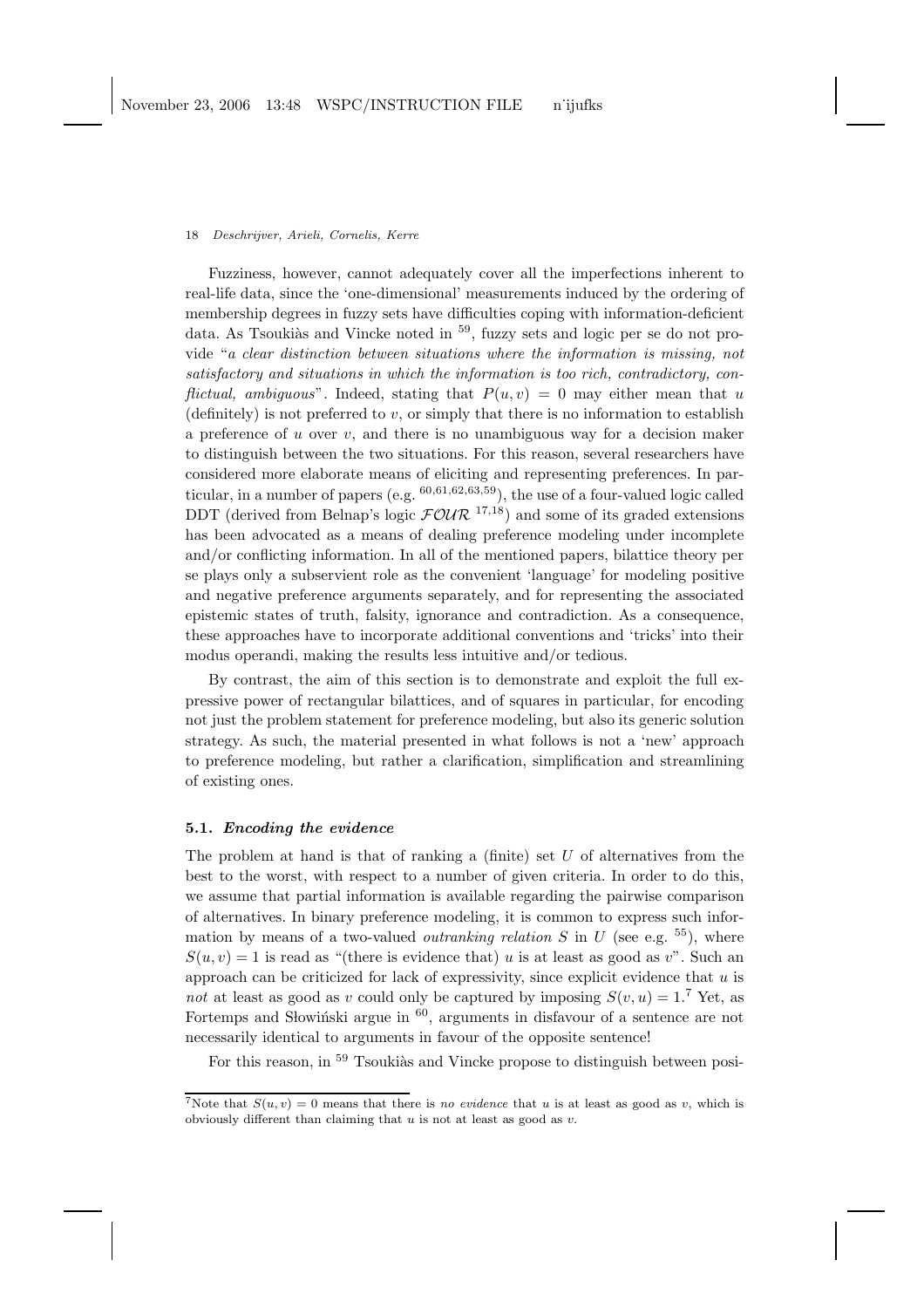Fuzziness, however, cannot adequately cover all the imperfections inherent to real-life data, since the 'one-dimensional' measurements induced by the ordering of membership degrees in fuzzy sets have difficulties coping with information-deficient data. As Tsoukiàs and Vincke noted in [59], fuzzy sets and logic per se do not provide "*a clear distinction between situations where the information is missing, not satisfactory and situations in which the information is too rich, contradictory, conflictual, ambiguous*". Indeed, stating that $P(u, v) = 0$ may either mean that $u$ (definitely) is not preferred to $v$, or simply that there is no information to establish a preference of $u$ over $v$, and there is no unambiguous way for a decision maker to distinguish between the two situations. For this reason, several researchers have considered more elaborate means of eliciting and representing preferences. In particular, in a number of papers (e.g. [60,61,62,63,59]), the use of a four-valued logic called DDT (derived from Belnap's logic $\mathcal{FOUR}$ [17,18]) and some of its graded extensions has been advocated as a means of dealing preference modeling under incomplete and/or conflicting information. In all of the mentioned papers, bilattice theory per se plays only a subservient role as the convenient 'language' for modeling positive and negative preference arguments separately, and for representing the associated epistemic states of truth, falsity, ignorance and contradiction. As a consequence, these approaches have to incorporate additional conventions and 'tricks' into their modus operandi, making the results less intuitive and/or tedious.

By contrast, the aim of this section is to demonstrate and exploit the full expressive power of rectangular bilattices, and of squares in particular, for encoding not just the problem statement for preference modeling, but also its generic solution strategy. As such, the material presented in what follows is not a 'new' approach to preference modeling, but rather a clarification, simplification and streamlining of existing ones.

### 5.1. *Encoding the evidence*

The problem at hand is that of ranking a (finite) set $U$ of alternatives from the best to the worst, with respect to a number of given criteria. In order to do this, we assume that partial information is available regarding the pairwise comparison of alternatives. In binary preference modeling, it is common to express such information by means of a two-valued *outranking relation* $S$ in $U$ (see e.g. [55]), where $S(u, v) = 1$ is read as "(there is evidence that) $u$ is at least as good as $v$". Such an approach can be criticized for lack of expressivity, since explicit evidence that $u$ is *not* at least as good as $v$ could only be captured by imposing $S(v, u) = 1$.[7] Yet, as Fortemps and Słowiński argue in [60], arguments in disfavour of a sentence are not necessarily identical to arguments in favour of the opposite sentence!

For this reason, in [59] Tsoukiàs and Vincke propose to distinguish between posi-

[7]Note that $S(u, v) = 0$ means that there is *no evidence* that $u$ is at least as good as $v$, which is obviously different than claiming that $u$ is not at least as good as $v$.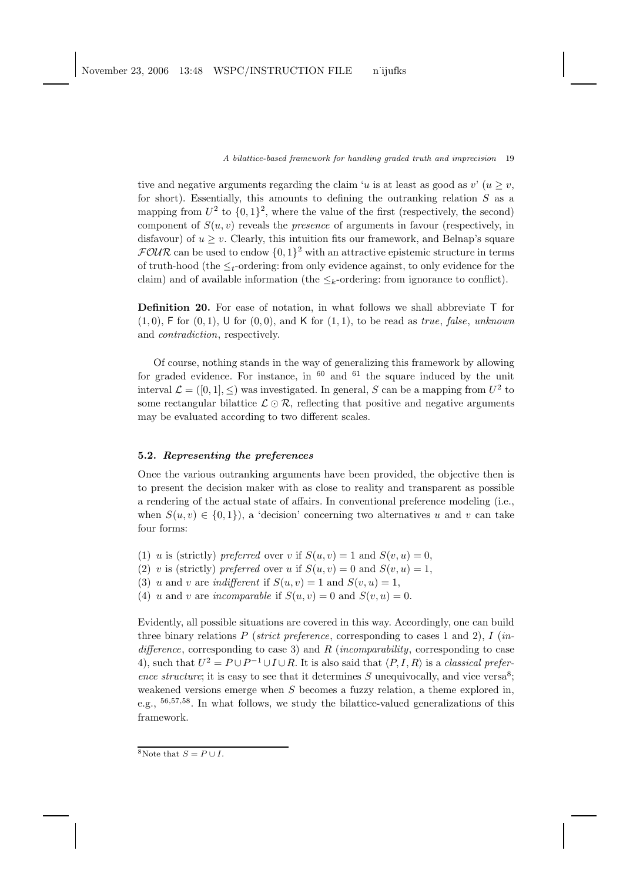tive and negative arguments regarding the claim '$u$ is at least as good as $v$' ($u \geq v$, for short). Essentially, this amounts to defining the outranking relation $S$ as a mapping from $U^2$ to $\{0,1\}^2$, where the value of the first (respectively, the second) component of $S(u,v)$ reveals the *presence* of arguments in favour (respectively, in disfavour) of $u \geq v$. Clearly, this intuition fits our framework, and Belnap's square $\mathcal{FOUR}$ can be used to endow $\{0,1\}^2$ with an attractive epistemic structure in terms of truth-hood (the $\leq_t$-ordering: from only evidence against, to only evidence for the claim) and of available information (the $\leq_k$-ordering: from ignorance to conflict).

**Definition 20.** For ease of notation, in what follows we shall abbreviate $\mathsf{T}$ for $(1,0)$, $\mathsf{F}$ for $(0,1)$, $\mathsf{U}$ for $(0,0)$, and $\mathsf{K}$ for $(1,1)$, to be read as *true*, *false*, *unknown* and *contradiction*, respectively.

Of course, nothing stands in the way of generalizing this framework by allowing for graded evidence. For instance, in [60] and [61] the square induced by the unit interval $\mathcal{L} = ([0,1], \leq)$ was investigated. In general, $S$ can be a mapping from $U^2$ to some rectangular bilattice $\mathcal{L} \odot \mathcal{R}$, reflecting that positive and negative arguments may be evaluated according to two different scales.

### 5.2. *Representing the preferences*

Once the various outranking arguments have been provided, the objective then is to present the decision maker with as close to reality and transparent as possible a rendering of the actual state of affairs. In conventional preference modeling (i.e., when $S(u,v) \in \{0,1\}$), a 'decision' concerning two alternatives $u$ and $v$ can take four forms:

(1) $u$ is (strictly) *preferred* over $v$ if $S(u,v) = 1$ and $S(v,u) = 0$,
(2) $v$ is (strictly) *preferred* over $u$ if $S(u,v) = 0$ and $S(v,u) = 1$,
(3) $u$ and $v$ are *indifferent* if $S(u,v) = 1$ and $S(v,u) = 1$,
(4) $u$ and $v$ are *incomparable* if $S(u,v) = 0$ and $S(v,u) = 0$.

Evidently, all possible situations are covered in this way. Accordingly, one can build three binary relations $P$ (*strict preference*, corresponding to cases 1 and 2), $I$ (*indifference*, corresponding to case 3) and $R$ (*incomparability*, corresponding to case 4), such that $U^2 = P \cup P^{-1} \cup I \cup R$. It is also said that $\langle P, I, R \rangle$ is a *classical preference structure*; it is easy to see that it determines $S$ unequivocally, and vice versa[8]; weakened versions emerge when $S$ becomes a fuzzy relation, a theme explored in, e.g., [56,57,58]. In what follows, we study the bilattice-valued generalizations of this framework.

[8] Note that $S = P \cup I$.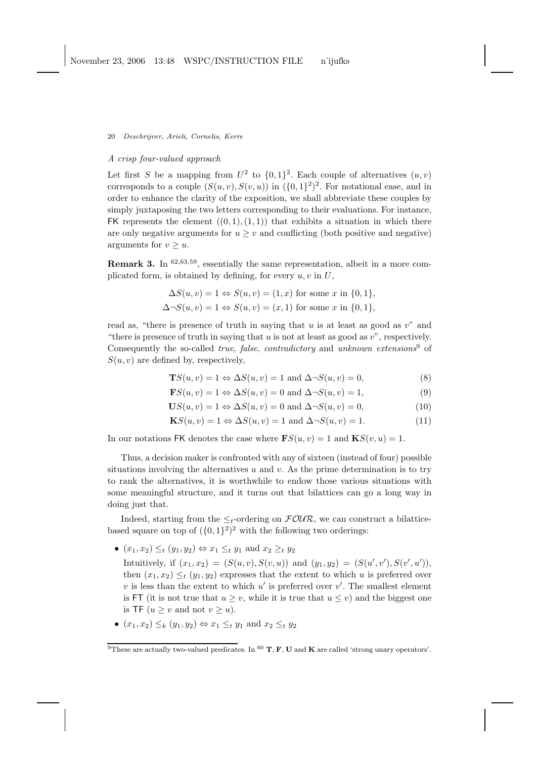*A crisp four-valued approach*

Let first $S$ be a mapping from $U^2$ to $\{0,1\}^2$. Each couple of alternatives $(u,v)$ corresponds to a couple $(S(u,v), S(v,u))$ in $(\{0,1\}^2)^2$. For notational ease, and in order to enhance the clarity of the exposition, we shall abbreviate these couples by simply juxtaposing the two letters corresponding to their evaluations. For instance, $\mathsf{FK}$ represents the element $((0,1),(1,1))$ that exhibits a situation in which there are only negative arguments for $u \geq v$ and conflicting (both positive and negative) arguments for $v \geq u$.

**Remark 3.** In [62,63,59], essentially the same representation, albeit in a more complicated form, is obtained by defining, for every $u, v$ in $U$,

$$\Delta S(u,v) = 1 \Leftrightarrow S(u,v) = (1,x) \text{ for some } x \text{ in } \{0,1\},$$
$$\Delta\neg S(u,v) = 1 \Leftrightarrow S(u,v) = (x,1) \text{ for some } x \text{ in } \{0,1\},$$

read as, "there is presence of truth in saying that $u$ is at least as good as $v$" and "there is presence of truth in saying that $u$ is not at least as good as $v$", respectively. Consequently the so-called *true*, *false*, *contradictory* and *unknown extensions*[9] of $S(u,v)$ are defined by, respectively,

$$\mathbf{T}S(u,v) = 1 \Leftrightarrow \Delta S(u,v) = 1 \text{ and } \Delta\neg S(u,v) = 0, \tag{8}$$
$$\mathbf{F}S(u,v) = 1 \Leftrightarrow \Delta S(u,v) = 0 \text{ and } \Delta\neg S(u,v) = 1, \tag{9}$$
$$\mathbf{U}S(u,v) = 1 \Leftrightarrow \Delta S(u,v) = 0 \text{ and } \Delta\neg S(u,v) = 0, \tag{10}$$
$$\mathbf{K}S(u,v) = 1 \Leftrightarrow \Delta S(u,v) = 1 \text{ and } \Delta\neg S(u,v) = 1. \tag{11}$$

In our notations $\mathsf{FK}$ denotes the case where $\mathbf{F}S(u,v) = 1$ and $\mathbf{K}S(v,u) = 1$.

Thus, a decision maker is confronted with any of sixteen (instead of four) possible situations involving the alternatives $u$ and $v$. As the prime determination is to try to rank the alternatives, it is worthwhile to endow those various situations with some meaningful structure, and it turns out that bilattices can go a long way in doing just that.

Indeed, starting from the $\leq_t$-ordering on $\mathcal{FOUR}$, we can construct a bilattice-based square on top of $(\{0,1\}^2)^2$ with the following two orderings:

- $(x_1, x_2) \leq_t (y_1, y_2) \Leftrightarrow x_1 \leq_t y_1$ and $x_2 \geq_t y_2$

  Intuitively, if $(x_1, x_2) = (S(u,v), S(v,u))$ and $(y_1, y_2) = (S(u',v'), S(v',u'))$, then $(x_1, x_2) \leq_t (y_1, y_2)$ expresses that the extent to which $u$ is preferred over $v$ is less than the extent to which $u'$ is preferred over $v'$. The smallest element is $\mathsf{FT}$ (it is not true that $u \geq v$, while it is true that $u \leq v$) and the biggest one is $\mathsf{TF}$ ($u \geq v$ and not $v \geq u$).
- $(x_1, x_2) \leq_k (y_1, y_2) \Leftrightarrow x_1 \leq_t y_1$ and $x_2 \leq_t y_2$

[9] These are actually two-valued predicates. In [60] $\mathbf{T}$, $\mathbf{F}$, $\mathbf{U}$ and $\mathbf{K}$ are called 'strong unary operators'.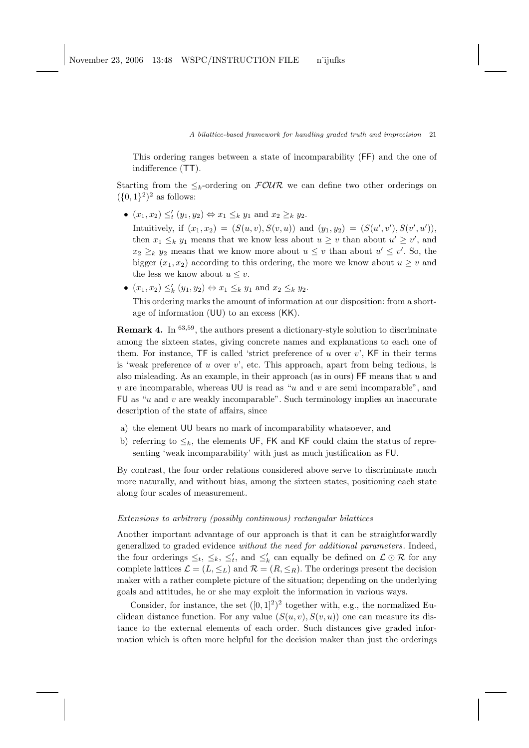This ordering ranges between a state of incomparability (FF) and the one of indifference (TT).

Starting from the $\leq_k$-ordering on $\mathcal{FOUR}$ we can define two other orderings on $(\{0,1\}^2)^2$ as follows:

- $(x_1, x_2) \leq_t' (y_1, y_2) \Leftrightarrow x_1 \leq_k y_1$ and $x_2 \geq_k y_2$.
  
  Intuitively, if $(x_1, x_2) = (S(u, v), S(v, u))$ and $(y_1, y_2) = (S(u', v'), S(v', u'))$, then $x_1 \leq_k y_1$ means that we know less about $u \geq v$ than about $u' \geq v'$, and $x_2 \geq_k y_2$ means that we know more about $u \leq v$ than about $u' \leq v'$. So, the bigger $(x_1, x_2)$ according to this ordering, the more we know about $u \geq v$ and the less we know about $u \leq v$.
- $(x_1, x_2) \leq_k' (y_1, y_2) \Leftrightarrow x_1 \leq_k y_1$ and $x_2 \leq_k y_2$.
  
  This ordering marks the amount of information at our disposition: from a shortage of information (UU) to an excess (KK).

**Remark 4.** In [63,59], the authors present a dictionary-style solution to discriminate among the sixteen states, giving concrete names and explanations to each one of them. For instance, TF is called 'strict preference of $u$ over $v$', KF in their terms is 'weak preference of $u$ over $v$', etc. This approach, apart from being tedious, is also misleading. As an example, in their approach (as in ours) FF means that $u$ and $v$ are incomparable, whereas UU is read as "$u$ and $v$ are semi incomparable", and FU as "$u$ and $v$ are weakly incomparable". Such terminology implies an inaccurate description of the state of affairs, since

a) the element UU bears no mark of incomparability whatsoever, and
b) referring to $\leq_k$, the elements UF, FK and KF could claim the status of representing 'weak incomparability' with just as much justification as FU.

By contrast, the four order relations considered above serve to discriminate much more naturally, and without bias, among the sixteen states, positioning each state along four scales of measurement.

*Extensions to arbitrary (possibly continuous) rectangular bilattices*

Another important advantage of our approach is that it can be straightforwardly generalized to graded evidence *without the need for additional parameters*. Indeed, the four orderings $\leq_t$, $\leq_k$, $\leq_t'$, and $\leq_k'$ can equally be defined on $\mathcal{L} \odot \mathcal{R}$ for any complete lattices $\mathcal{L} = (L, \leq_L)$ and $\mathcal{R} = (R, \leq_R)$. The orderings present the decision maker with a rather complete picture of the situation; depending on the underlying goals and attitudes, he or she may exploit the information in various ways.

Consider, for instance, the set $([0,1]^2)^2$ together with, e.g., the normalized Euclidean distance function. For any value $(S(u, v), S(v, u))$ one can measure its distance to the external elements of each order. Such distances give graded information which is often more helpful for the decision maker than just the orderings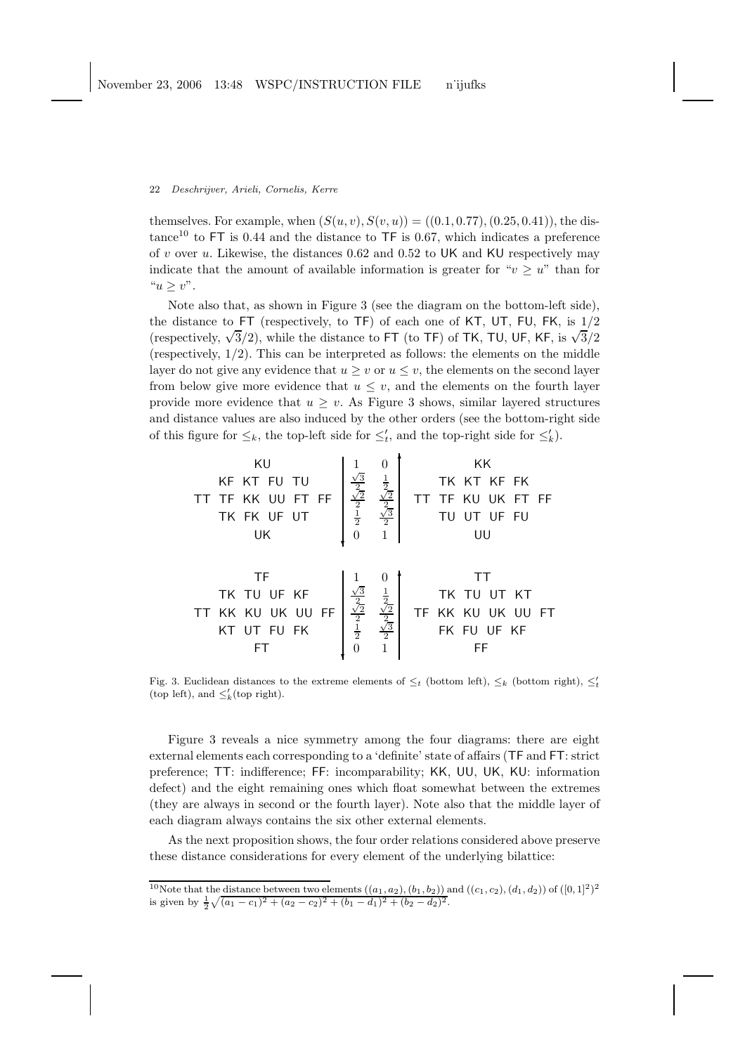themselves. For example, when $(S(u,v), S(v,u)) = ((0.1, 0.77), (0.25, 0.41))$, the distance[10] to FT is 0.44 and the distance to TF is 0.67, which indicates a preference of $v$ over $u$. Likewise, the distances 0.62 and 0.52 to UK and KU respectively may indicate that the amount of available information is greater for "$v \geq u$" than for "$u \geq v$".

Note also that, as shown in Figure 3 (see the diagram on the bottom-left side), the distance to FT (respectively, to TF) of each one of KT, UT, FU, FK, is $1/2$ (respectively, $\sqrt{3}/2$), while the distance to FT (to TF) of TK, TU, UF, KF, is $\sqrt{3}/2$ (respectively, $1/2$). This can be interpreted as follows: the elements on the middle layer do not give any evidence that $u \geq v$ or $u \leq v$, the elements on the second layer from below give more evidence that $u \leq v$, and the elements on the fourth layer provide more evidence that $u \geq v$. As Figure 3 shows, similar layered structures and distance values are also induced by the other orders (see the bottom-right side of this figure for $\leq_k$, the top-left side for $\leq_t'$, and the top-right side for $\leq_k'$).

| $\leq_t'$ | | | $\leq_k'$ |
|---|---|---|---|
| KU | $1$ | $0$ | KK |
| KF KT FU TU | $\frac{\sqrt{3}}{2}$ | $\frac{1}{2}$ | TK KT KF FK |
| TT TF KK UU FT FF | $\frac{\sqrt{2}}{2}$ | $\frac{\sqrt{2}}{2}$ | TT TF KU UK FT FF |
| TK FK UF UT | $\frac{1}{2}$ | $\frac{\sqrt{3}}{2}$ | TU UT UF FU |
| UK | $0$ | $1$ | UU |

| $\leq_t$ | | | $\leq_k$ |
|---|---|---|---|
| TF | $1$ | $0$ | TT |
| TK TU UF KF | $\frac{\sqrt{3}}{2}$ | $\frac{1}{2}$ | TK TU UT KT |
| TT KK KU UK UU FF | $\frac{\sqrt{2}}{2}$ | $\frac{\sqrt{2}}{2}$ | TF KK KU UK UU FT |
| KT UT FU FK | $\frac{1}{2}$ | $\frac{\sqrt{3}}{2}$ | FK FU UF KF |
| FT | $0$ | $1$ | FF |

Fig. 3. Euclidean distances to the extreme elements of $\leq_t$ (bottom left), $\leq_k$ (bottom right), $\leq_t'$ (top left), and $\leq_k'$(top right).

Figure 3 reveals a nice symmetry among the four diagrams: there are eight external elements each corresponding to a 'definite' state of affairs (TF and FT: strict preference; TT: indifference; FF: incomparability; KK, UU, UK, KU: information defect) and the eight remaining ones which float somewhat between the extremes (they are always in second or the fourth layer). Note also that the middle layer of each diagram always contains the six other external elements.

As the next proposition shows, the four order relations considered above preserve these distance considerations for every element of the underlying bilattice:

[10] Note that the distance between two elements $((a_1, a_2), (b_1, b_2))$ and $((c_1, c_2), (d_1, d_2))$ of $([0,1]^2)^2$ is given by $\frac{1}{2}\sqrt{(a_1 - c_1)^2 + (a_2 - c_2)^2 + (b_1 - d_1)^2 + (b_2 - d_2)^2}$.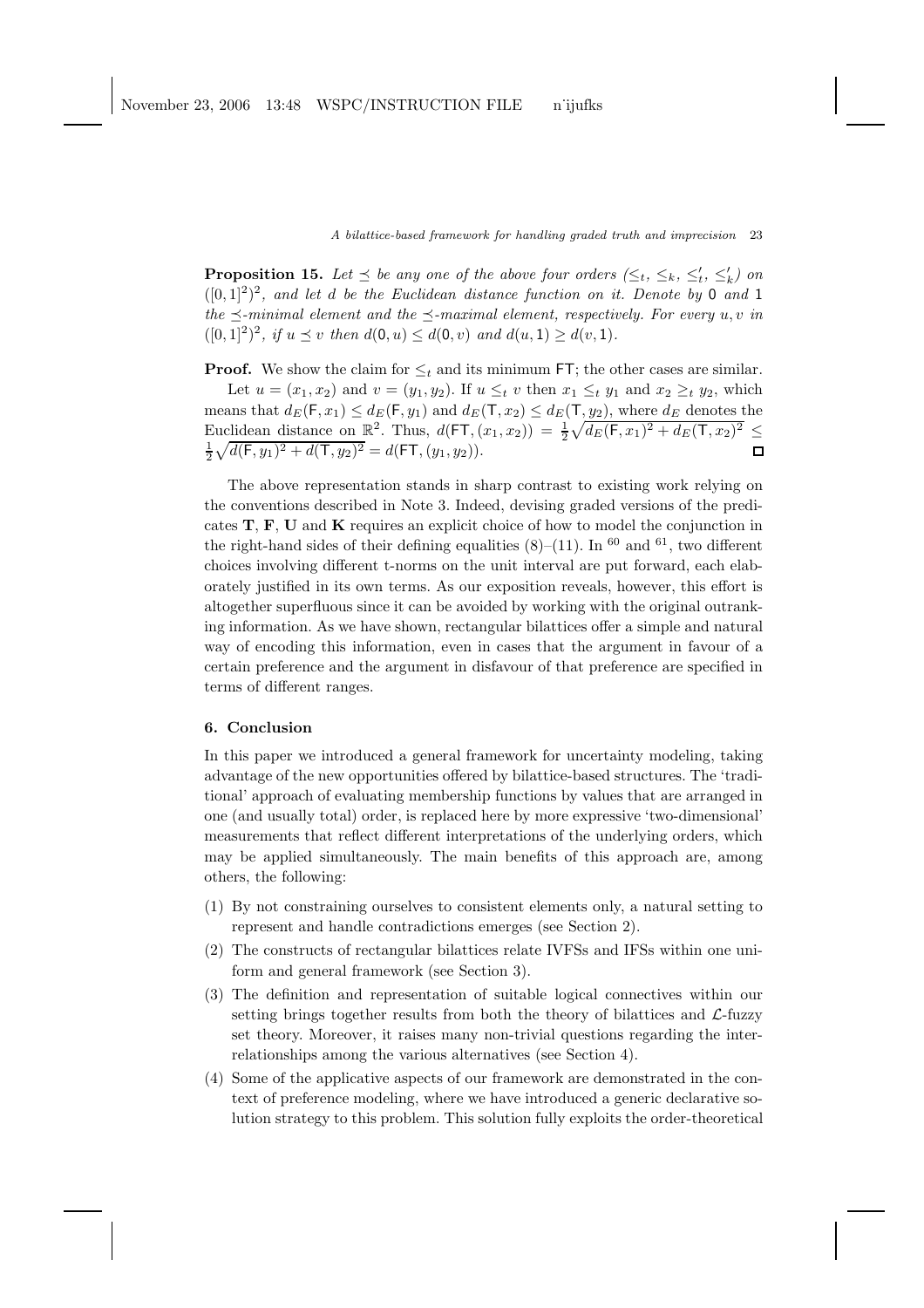**Proposition 15.** *Let $\preceq$ be any one of the above four orders ($\leq_t$, $\leq_k$, $\leq'_t$, $\leq'_k$) on $([0,1]^2)^2$, and let $d$ be the Euclidean distance function on it. Denote by $\mathsf{0}$ and $\mathsf{1}$ the $\preceq$-minimal element and the $\preceq$-maximal element, respectively. For every $u, v$ in $([0,1]^2)^2$, if $u \preceq v$ then $d(\mathsf{0}, u) \leq d(\mathsf{0}, v)$ and $d(u, \mathsf{1}) \geq d(v, \mathsf{1})$.*

**Proof.** We show the claim for $\leq_t$ and its minimum $\mathsf{FT}$; the other cases are similar.

Let $u = (x_1, x_2)$ and $v = (y_1, y_2)$. If $u \leq_t v$ then $x_1 \leq_t y_1$ and $x_2 \geq_t y_2$, which means that $d_E(\mathsf{F}, x_1) \leq d_E(\mathsf{F}, y_1)$ and $d_E(\mathsf{T}, x_2) \leq d_E(\mathsf{T}, y_2)$, where $d_E$ denotes the Euclidean distance on $\mathbb{R}^2$. Thus, $d(\mathsf{FT}, (x_1, x_2)) = \frac{1}{2}\sqrt{d_E(\mathsf{F}, x_1)^2 + d_E(\mathsf{T}, x_2)^2} \leq \frac{1}{2}\sqrt{d(\mathsf{F}, y_1)^2 + d(\mathsf{T}, y_2)^2} = d(\mathsf{FT}, (y_1, y_2))$. □

The above representation stands in sharp contrast to existing work relying on the conventions described in Note 3. Indeed, devising graded versions of the predicates **T**, **F**, **U** and **K** requires an explicit choice of how to model the conjunction in the right-hand sides of their defining equalities (8)–(11). In [60] and [61], two different choices involving different t-norms on the unit interval are put forward, each elaborately justified in its own terms. As our exposition reveals, however, this effort is altogether superfluous since it can be avoided by working with the original outranking information. As we have shown, rectangular bilattices offer a simple and natural way of encoding this information, even in cases that the argument in favour of a certain preference and the argument in disfavour of that preference are specified in terms of different ranges.

## 6. Conclusion

In this paper we introduced a general framework for uncertainty modeling, taking advantage of the new opportunities offered by bilattice-based structures. The 'traditional' approach of evaluating membership functions by values that are arranged in one (and usually total) order, is replaced here by more expressive 'two-dimensional' measurements that reflect different interpretations of the underlying orders, which may be applied simultaneously. The main benefits of this approach are, among others, the following:

(1) By not constraining ourselves to consistent elements only, a natural setting to represent and handle contradictions emerges (see Section 2).
(2) The constructs of rectangular bilattices relate IVFSs and IFSs within one uniform and general framework (see Section 3).
(3) The definition and representation of suitable logical connectives within our setting brings together results from both the theory of bilattices and $\mathcal{L}$-fuzzy set theory. Moreover, it raises many non-trivial questions regarding the interrelationships among the various alternatives (see Section 4).
(4) Some of the applicative aspects of our framework are demonstrated in the context of preference modeling, where we have introduced a generic declarative solution strategy to this problem. This solution fully exploits the order-theoretical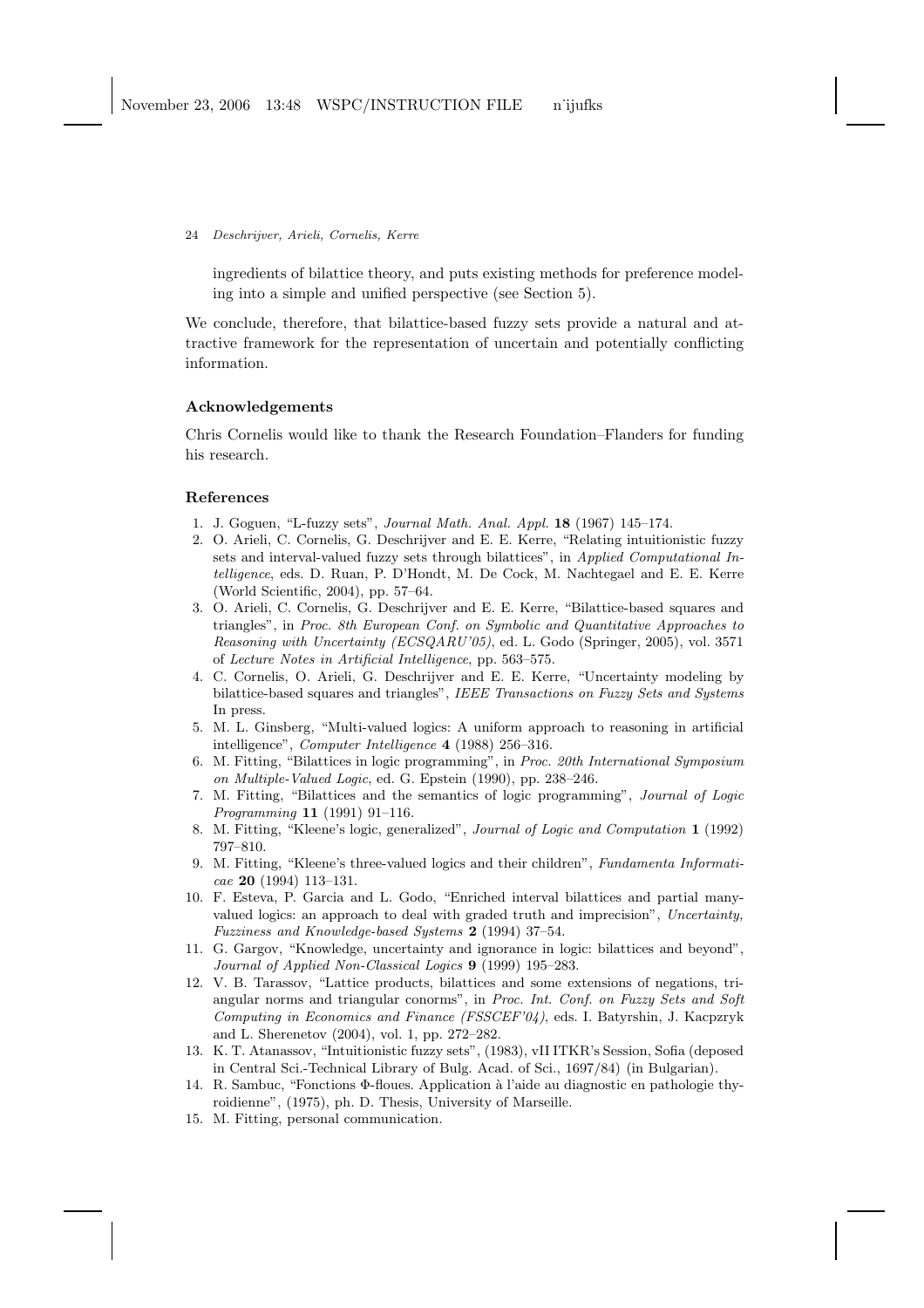ingredients of bilattice theory, and puts existing methods for preference modeling into a simple and unified perspective (see Section 5).

We conclude, therefore, that bilattice-based fuzzy sets provide a natural and attractive framework for the representation of uncertain and potentially conflicting information.

## Acknowledgements

Chris Cornelis would like to thank the Research Foundation–Flanders for funding his research.

## References

1. J. Goguen, "L-fuzzy sets", *Journal Math. Anal. Appl.* **18** (1967) 145–174.
2. O. Arieli, C. Cornelis, G. Deschrijver and E. E. Kerre, "Relating intuitionistic fuzzy sets and interval-valued fuzzy sets through bilattices", in *Applied Computational Intelligence*, eds. D. Ruan, P. D'Hondt, M. De Cock, M. Nachtegael and E. E. Kerre (World Scientific, 2004), pp. 57–64.
3. O. Arieli, C. Cornelis, G. Deschrijver and E. E. Kerre, "Bilattice-based squares and triangles", in *Proc. 8th European Conf. on Symbolic and Quantitative Approaches to Reasoning with Uncertainty (ECSQARU'05)*, ed. L. Godo (Springer, 2005), vol. 3571 of *Lecture Notes in Artificial Intelligence*, pp. 563–575.
4. C. Cornelis, O. Arieli, G. Deschrijver and E. E. Kerre, "Uncertainty modeling by bilattice-based squares and triangles", *IEEE Transactions on Fuzzy Sets and Systems* In press.
5. M. L. Ginsberg, "Multi-valued logics: A uniform approach to reasoning in artificial intelligence", *Computer Intelligence* **4** (1988) 256–316.
6. M. Fitting, "Bilattices in logic programming", in *Proc. 20th International Symposium on Multiple-Valued Logic*, ed. G. Epstein (1990), pp. 238–246.
7. M. Fitting, "Bilattices and the semantics of logic programming", *Journal of Logic Programming* **11** (1991) 91–116.
8. M. Fitting, "Kleene's logic, generalized", *Journal of Logic and Computation* **1** (1992) 797–810.
9. M. Fitting, "Kleene's three-valued logics and their children", *Fundamenta Informaticae* **20** (1994) 113–131.
10. F. Esteva, P. Garcia and L. Godo, "Enriched interval bilattices and partial many-valued logics: an approach to deal with graded truth and imprecision", *Uncertainty, Fuzziness and Knowledge-based Systems* **2** (1994) 37–54.
11. G. Gargov, "Knowledge, uncertainty and ignorance in logic: bilattices and beyond", *Journal of Applied Non-Classical Logics* **9** (1999) 195–283.
12. V. B. Tarassov, "Lattice products, bilattices and some extensions of negations, triangular norms and triangular conorms", in *Proc. Int. Conf. on Fuzzy Sets and Soft Computing in Economics and Finance (FSSCEF'04)*, eds. I. Batyrshin, J. Kacpzryk and L. Sherenetov (2004), vol. 1, pp. 272–282.
13. K. T. Atanassov, "Intuitionistic fuzzy sets", (1983), vII ITKR's Session, Sofia (deposed in Central Sci.-Technical Library of Bulg. Acad. of Sci., 1697/84) (in Bulgarian).
14. R. Sambuc, "Fonctions Φ-floues. Application à l'aide au diagnostic en pathologie thyroidienne", (1975), ph. D. Thesis, University of Marseille.
15. M. Fitting, personal communication.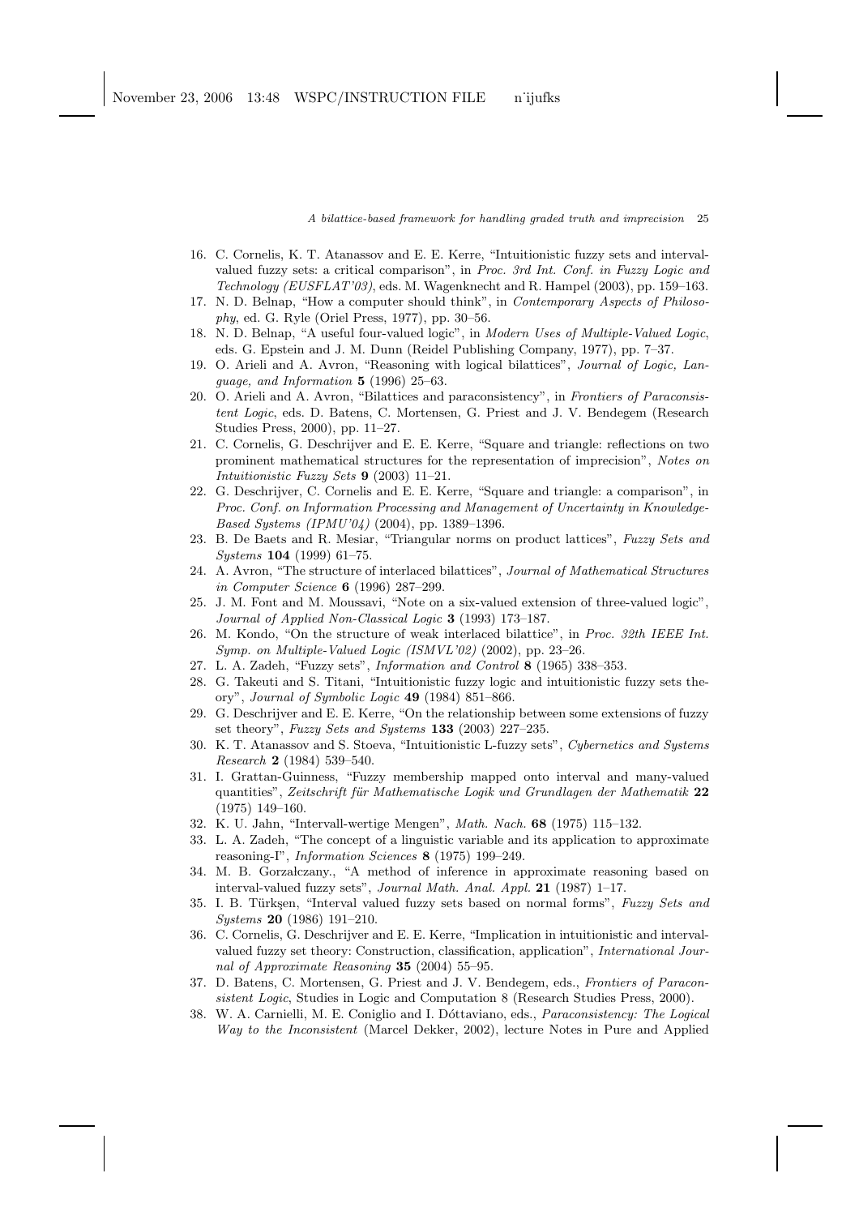16. C. Cornelis, K. T. Atanassov and E. E. Kerre, "Intuitionistic fuzzy sets and interval-valued fuzzy sets: a critical comparison", in *Proc. 3rd Int. Conf. in Fuzzy Logic and Technology (EUSFLAT'03)*, eds. M. Wagenknecht and R. Hampel (2003), pp. 159–163.
17. N. D. Belnap, "How a computer should think", in *Contemporary Aspects of Philosophy*, ed. G. Ryle (Oriel Press, 1977), pp. 30–56.
18. N. D. Belnap, "A useful four-valued logic", in *Modern Uses of Multiple-Valued Logic*, eds. G. Epstein and J. M. Dunn (Reidel Publishing Company, 1977), pp. 7–37.
19. O. Arieli and A. Avron, "Reasoning with logical bilattices", *Journal of Logic, Language, and Information* **5** (1996) 25–63.
20. O. Arieli and A. Avron, "Bilattices and paraconsistency", in *Frontiers of Paraconsistent Logic*, eds. D. Batens, C. Mortensen, G. Priest and J. V. Bendegem (Research Studies Press, 2000), pp. 11–27.
21. C. Cornelis, G. Deschrijver and E. E. Kerre, "Square and triangle: reflections on two prominent mathematical structures for the representation of imprecision", *Notes on Intuitionistic Fuzzy Sets* **9** (2003) 11–21.
22. G. Deschrijver, C. Cornelis and E. E. Kerre, "Square and triangle: a comparison", in *Proc. Conf. on Information Processing and Management of Uncertainty in Knowledge-Based Systems (IPMU'04)* (2004), pp. 1389–1396.
23. B. De Baets and R. Mesiar, "Triangular norms on product lattices", *Fuzzy Sets and Systems* **104** (1999) 61–75.
24. A. Avron, "The structure of interlaced bilattices", *Journal of Mathematical Structures in Computer Science* **6** (1996) 287–299.
25. J. M. Font and M. Moussavi, "Note on a six-valued extension of three-valued logic", *Journal of Applied Non-Classical Logic* **3** (1993) 173–187.
26. M. Kondo, "On the structure of weak interlaced bilattice", in *Proc. 32th IEEE Int. Symp. on Multiple-Valued Logic (ISMVL'02)* (2002), pp. 23–26.
27. L. A. Zadeh, "Fuzzy sets", *Information and Control* **8** (1965) 338–353.
28. G. Takeuti and S. Titani, "Intuitionistic fuzzy logic and intuitionistic fuzzy sets theory", *Journal of Symbolic Logic* **49** (1984) 851–866.
29. G. Deschrijver and E. E. Kerre, "On the relationship between some extensions of fuzzy set theory", *Fuzzy Sets and Systems* **133** (2003) 227–235.
30. K. T. Atanassov and S. Stoeva, "Intuitionistic L-fuzzy sets", *Cybernetics and Systems Research* **2** (1984) 539–540.
31. I. Grattan-Guinness, "Fuzzy membership mapped onto interval and many-valued quantities", *Zeitschrift für Mathematische Logik und Grundlagen der Mathematik* **22** (1975) 149–160.
32. K. U. Jahn, "Intervall-wertige Mengen", *Math. Nach.* **68** (1975) 115–132.
33. L. A. Zadeh, "The concept of a linguistic variable and its application to approximate reasoning-I", *Information Sciences* **8** (1975) 199–249.
34. M. B. Gorzalczany., "A method of inference in approximate reasoning based on interval-valued fuzzy sets", *Journal Math. Anal. Appl.* **21** (1987) 1–17.
35. I. B. Türkşen, "Interval valued fuzzy sets based on normal forms", *Fuzzy Sets and Systems* **20** (1986) 191–210.
36. C. Cornelis, G. Deschrijver and E. E. Kerre, "Implication in intuitionistic and interval-valued fuzzy set theory: Construction, classification, application", *International Journal of Approximate Reasoning* **35** (2004) 55–95.
37. D. Batens, C. Mortensen, G. Priest and J. V. Bendegem, eds., *Frontiers of Paraconsistent Logic*, Studies in Logic and Computation 8 (Research Studies Press, 2000).
38. W. A. Carnielli, M. E. Coniglio and I. Dóttaviano, eds., *Paraconsistency: The Logical Way to the Inconsistent* (Marcel Dekker, 2002), lecture Notes in Pure and Applied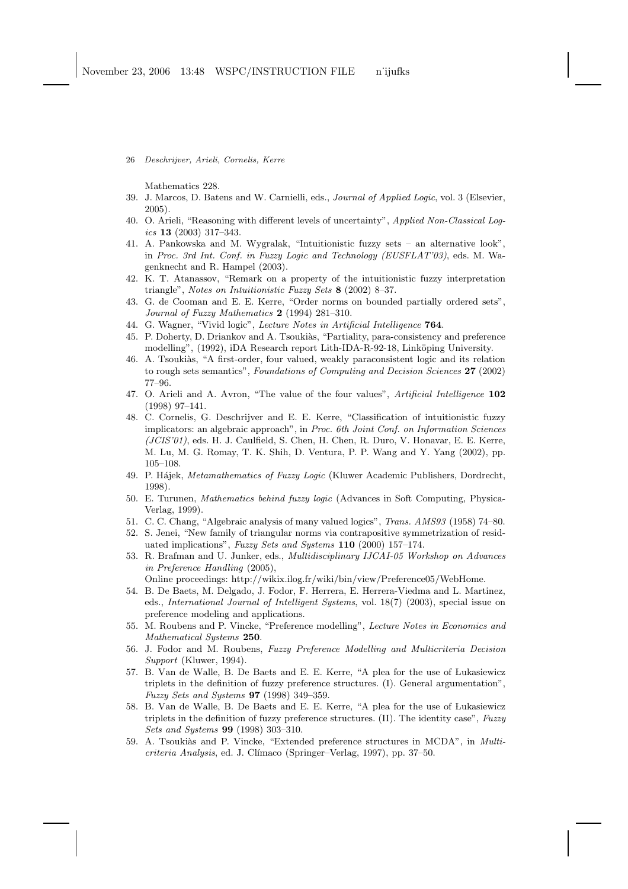Mathematics 228.

39. J. Marcos, D. Batens and W. Carnielli, eds., *Journal of Applied Logic*, vol. 3 (Elsevier, 2005).
40. O. Arieli, "Reasoning with different levels of uncertainty", *Applied Non-Classical Logics* **13** (2003) 317–343.
41. A. Pankowska and M. Wygralak, "Intuitionistic fuzzy sets – an alternative look", in *Proc. 3rd Int. Conf. in Fuzzy Logic and Technology (EUSFLAT'03)*, eds. M. Wagenknecht and R. Hampel (2003).
42. K. T. Atanassov, "Remark on a property of the intuitionistic fuzzy interpretation triangle", *Notes on Intuitionistic Fuzzy Sets* **8** (2002) 8–37.
43. G. de Cooman and E. E. Kerre, "Order norms on bounded partially ordered sets", *Journal of Fuzzy Mathematics* **2** (1994) 281–310.
44. G. Wagner, "Vivid logic", *Lecture Notes in Artificial Intelligence* **764**.
45. P. Doherty, D. Driankov and A. Tsoukiàs, "Partiality, para-consistency and preference modelling", (1992), iDA Research report Lith-IDA-R-92-18, Linköping University.
46. A. Tsoukiàs, "A first-order, four valued, weakly paraconsistent logic and its relation to rough sets semantics", *Foundations of Computing and Decision Sciences* **27** (2002) 77–96.
47. O. Arieli and A. Avron, "The value of the four values", *Artificial Intelligence* **102** (1998) 97–141.
48. C. Cornelis, G. Deschrijver and E. E. Kerre, "Classification of intuitionistic fuzzy implicators: an algebraic approach", in *Proc. 6th Joint Conf. on Information Sciences (JCIS'01)*, eds. H. J. Caulfield, S. Chen, H. Chen, R. Duro, V. Honavar, E. E. Kerre, M. Lu, M. G. Romay, T. K. Shih, D. Ventura, P. P. Wang and Y. Yang (2002), pp. 105–108.
49. P. Hájek, *Metamathematics of Fuzzy Logic* (Kluwer Academic Publishers, Dordrecht, 1998).
50. E. Turunen, *Mathematics behind fuzzy logic* (Advances in Soft Computing, Physica-Verlag, 1999).
51. C. C. Chang, "Algebraic analysis of many valued logics", *Trans. AMS93* (1958) 74–80.
52. S. Jenei, "New family of triangular norms via contrapositive symmetrization of residuated implications", *Fuzzy Sets and Systems* **110** (2000) 157–174.
53. R. Brafman and U. Junker, eds., *Multidisciplinary IJCAI-05 Workshop on Advances in Preference Handling* (2005),
Online proceedings: http://wikix.ilog.fr/wiki/bin/view/Preference05/WebHome.
54. B. De Baets, M. Delgado, J. Fodor, F. Herrera, E. Herrera-Viedma and L. Martinez, eds., *International Journal of Intelligent Systems*, vol. 18(7) (2003), special issue on preference modeling and applications.
55. M. Roubens and P. Vincke, "Preference modelling", *Lecture Notes in Economics and Mathematical Systems* **250**.
56. J. Fodor and M. Roubens, *Fuzzy Preference Modelling and Multicriteria Decision Support* (Kluwer, 1994).
57. B. Van de Walle, B. De Baets and E. E. Kerre, "A plea for the use of Łukasiewicz triplets in the definition of fuzzy preference structures. (I). General argumentation", *Fuzzy Sets and Systems* **97** (1998) 349–359.
58. B. Van de Walle, B. De Baets and E. E. Kerre, "A plea for the use of Łukasiewicz triplets in the definition of fuzzy preference structures. (II). The identity case", *Fuzzy Sets and Systems* **99** (1998) 303–310.
59. A. Tsoukiàs and P. Vincke, "Extended preference structures in MCDA", in *Multicriteria Analysis*, ed. J. Clímaco (Springer–Verlag, 1997), pp. 37–50.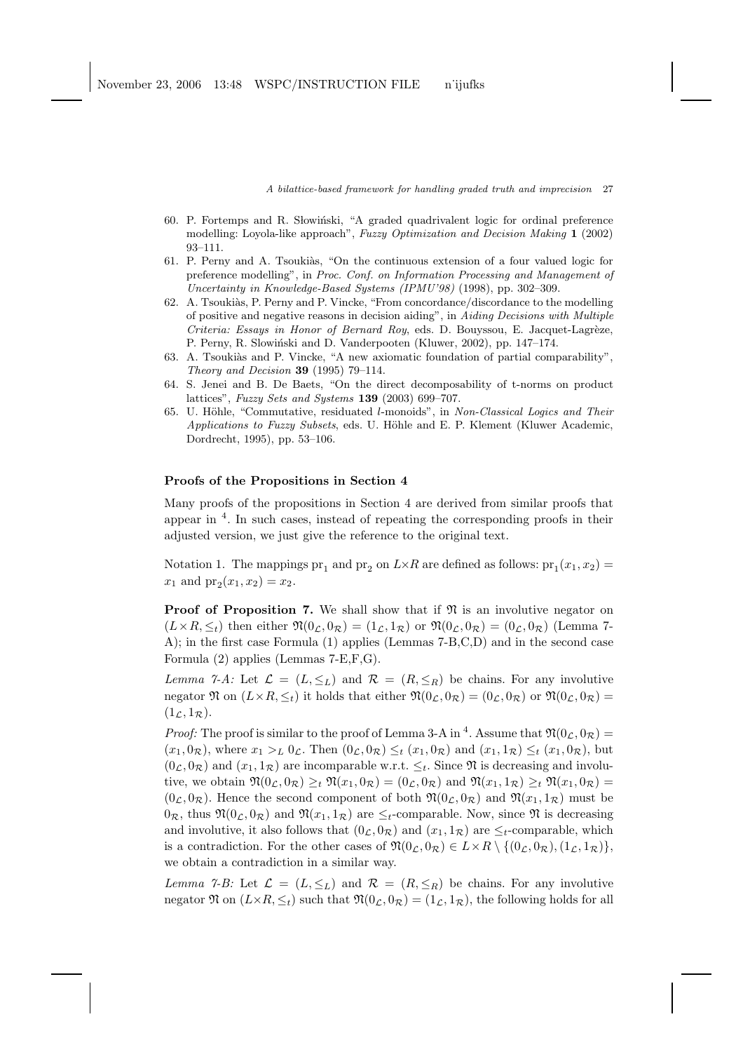60. P. Fortemps and R. Słowiński, "A graded quadrivalent logic for ordinal preference modelling: Loyola-like approach", *Fuzzy Optimization and Decision Making* **1** (2002) 93–111.
61. P. Perny and A. Tsoukiàs, "On the continuous extension of a four valued logic for preference modelling", in *Proc. Conf. on Information Processing and Management of Uncertainty in Knowledge-Based Systems (IPMU'98)* (1998), pp. 302–309.
62. A. Tsoukiàs, P. Perny and P. Vincke, "From concordance/discordance to the modelling of positive and negative reasons in decision aiding", in *Aiding Decisions with Multiple Criteria: Essays in Honor of Bernard Roy*, eds. D. Bouyssou, E. Jacquet-Lagrèze, P. Perny, R. Slowiński and D. Vanderpooten (Kluwer, 2002), pp. 147–174.
63. A. Tsoukiàs and P. Vincke, "A new axiomatic foundation of partial comparability", *Theory and Decision* **39** (1995) 79–114.
64. S. Jenei and B. De Baets, "On the direct decomposability of t-norms on product lattices", *Fuzzy Sets and Systems* **139** (2003) 699–707.
65. U. Höhle, "Commutative, residuated *l*-monoids", in *Non-Classical Logics and Their Applications to Fuzzy Subsets*, eds. U. Höhle and E. P. Klement (Kluwer Academic, Dordrecht, 1995), pp. 53–106.

### Proofs of the Propositions in Section 4

Many proofs of the propositions in Section 4 are derived from similar proofs that appear in [4]. In such cases, instead of repeating the corresponding proofs in their adjusted version, we just give the reference to the original text.

Notation 1. The mappings $\mathrm{pr}_1$ and $\mathrm{pr}_2$ on $L{\times}R$ are defined as follows: $\mathrm{pr}_1(x_1, x_2) = x_1$ and $\mathrm{pr}_2(x_1, x_2) = x_2$.

**Proof of Proposition 7.** We shall show that if $\mathfrak{N}$ is an involutive negator on $(L{\times}R, \leq_t)$ then either $\mathfrak{N}(0_\mathcal{L}, 0_\mathcal{R}) = (1_\mathcal{L}, 1_\mathcal{R})$ or $\mathfrak{N}(0_\mathcal{L}, 0_\mathcal{R}) = (0_\mathcal{L}, 0_\mathcal{R})$ (Lemma 7-A); in the first case Formula (1) applies (Lemmas 7-B,C,D) and in the second case Formula (2) applies (Lemmas 7-E,F,G).

*Lemma 7-A:* Let $\mathcal{L} = (L, \leq_L)$ and $\mathcal{R} = (R, \leq_R)$ be chains. For any involutive negator $\mathfrak{N}$ on $(L{\times}R, \leq_t)$ it holds that either $\mathfrak{N}(0_\mathcal{L}, 0_\mathcal{R}) = (0_\mathcal{L}, 0_\mathcal{R})$ or $\mathfrak{N}(0_\mathcal{L}, 0_\mathcal{R}) = (1_\mathcal{L}, 1_\mathcal{R})$.

*Proof:* The proof is similar to the proof of Lemma 3-A in [4]. Assume that $\mathfrak{N}(0_\mathcal{L}, 0_\mathcal{R}) = (x_1, 0_\mathcal{R})$, where $x_1 >_L 0_\mathcal{L}$. Then $(0_\mathcal{L}, 0_\mathcal{R}) \leq_t (x_1, 0_\mathcal{R})$ and $(x_1, 1_\mathcal{R}) \leq_t (x_1, 0_\mathcal{R})$, but $(0_\mathcal{L}, 0_\mathcal{R})$ and $(x_1, 1_\mathcal{R})$ are incomparable w.r.t. $\leq_t$. Since $\mathfrak{N}$ is decreasing and involutive, we obtain $\mathfrak{N}(0_\mathcal{L}, 0_\mathcal{R}) \geq_t \mathfrak{N}(x_1, 0_\mathcal{R}) = (0_\mathcal{L}, 0_\mathcal{R})$ and $\mathfrak{N}(x_1, 1_\mathcal{R}) \geq_t \mathfrak{N}(x_1, 0_\mathcal{R}) = (0_\mathcal{L}, 0_\mathcal{R})$. Hence the second component of both $\mathfrak{N}(0_\mathcal{L}, 0_\mathcal{R})$ and $\mathfrak{N}(x_1, 1_\mathcal{R})$ must be $0_\mathcal{R}$, thus $\mathfrak{N}(0_\mathcal{L}, 0_\mathcal{R})$ and $\mathfrak{N}(x_1, 1_\mathcal{R})$ are $\leq_t$-comparable. Now, since $\mathfrak{N}$ is decreasing and involutive, it also follows that $(0_\mathcal{L}, 0_\mathcal{R})$ and $(x_1, 1_\mathcal{R})$ are $\leq_t$-comparable, which is a contradiction. For the other cases of $\mathfrak{N}(0_\mathcal{L}, 0_\mathcal{R}) \in L{\times}R \setminus \{(0_\mathcal{L}, 0_\mathcal{R}), (1_\mathcal{L}, 1_\mathcal{R})\}$, we obtain a contradiction in a similar way.

*Lemma 7-B:* Let $\mathcal{L} = (L, \leq_L)$ and $\mathcal{R} = (R, \leq_R)$ be chains. For any involutive negator $\mathfrak{N}$ on $(L{\times}R, \leq_t)$ such that $\mathfrak{N}(0_\mathcal{L}, 0_\mathcal{R}) = (1_\mathcal{L}, 1_\mathcal{R})$, the following holds for all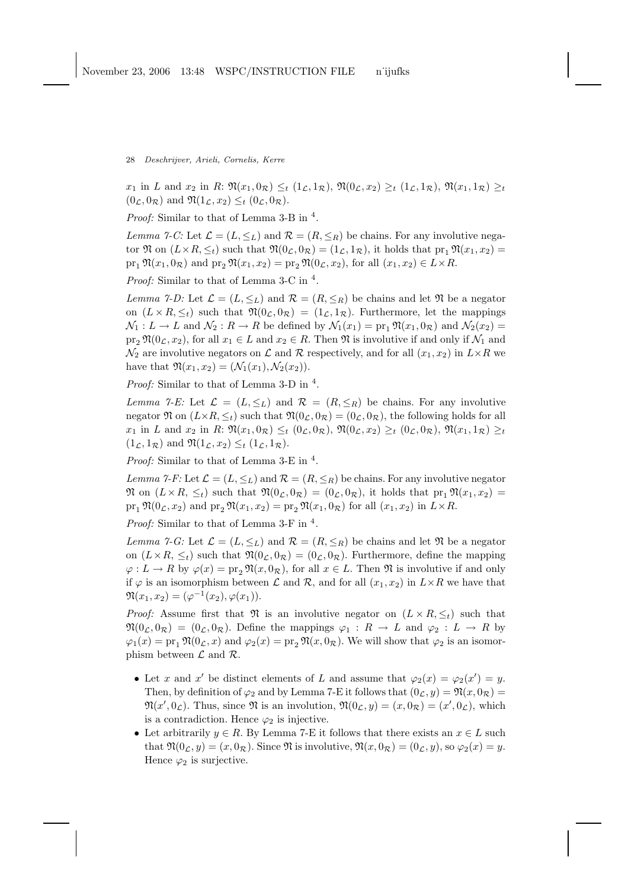$x_1$ in $L$ and $x_2$ in $R$: $\mathfrak{N}(x_1, 0_\mathcal{R}) \leq_t (1_\mathcal{L}, 1_\mathcal{R})$, $\mathfrak{N}(0_\mathcal{L}, x_2) \geq_t (1_\mathcal{L}, 1_\mathcal{R})$, $\mathfrak{N}(x_1, 1_\mathcal{R}) \geq_t (0_\mathcal{L}, 0_\mathcal{R})$ and $\mathfrak{N}(1_\mathcal{L}, x_2) \leq_t (0_\mathcal{L}, 0_\mathcal{R})$.

*Proof:* Similar to that of Lemma 3-B in [4].

*Lemma 7-C:* Let $\mathcal{L} = (L, \leq_L)$ and $\mathcal{R} = (R, \leq_R)$ be chains. For any involutive negator $\mathfrak{N}$ on $(L \times R, \leq_t)$ such that $\mathfrak{N}(0_\mathcal{L}, 0_\mathcal{R}) = (1_\mathcal{L}, 1_\mathcal{R})$, it holds that $\mathrm{pr}_1\, \mathfrak{N}(x_1, x_2) = \mathrm{pr}_1\, \mathfrak{N}(x_1, 0_\mathcal{R})$ and $\mathrm{pr}_2\, \mathfrak{N}(x_1, x_2) = \mathrm{pr}_2\, \mathfrak{N}(0_\mathcal{L}, x_2)$, for all $(x_1, x_2) \in L \times R$.

*Proof:* Similar to that of Lemma 3-C in [4].

*Lemma 7-D:* Let $\mathcal{L} = (L, \leq_L)$ and $\mathcal{R} = (R, \leq_R)$ be chains and let $\mathfrak{N}$ be a negator on $(L \times R, \leq_t)$ such that $\mathfrak{N}(0_\mathcal{L}, 0_\mathcal{R}) = (1_\mathcal{L}, 1_\mathcal{R})$. Furthermore, let the mappings $\mathcal{N}_1 : L \to L$ and $\mathcal{N}_2 : R \to R$ be defined by $\mathcal{N}_1(x_1) = \mathrm{pr}_1\, \mathfrak{N}(x_1, 0_\mathcal{R})$ and $\mathcal{N}_2(x_2) = \mathrm{pr}_2\, \mathfrak{N}(0_\mathcal{L}, x_2)$, for all $x_1 \in L$ and $x_2 \in R$. Then $\mathfrak{N}$ is involutive if and only if $\mathcal{N}_1$ and $\mathcal{N}_2$ are involutive negators on $\mathcal{L}$ and $\mathcal{R}$ respectively, and for all $(x_1, x_2)$ in $L \times R$ we have that $\mathfrak{N}(x_1, x_2) = (\mathcal{N}_1(x_1), \mathcal{N}_2(x_2))$.

*Proof:* Similar to that of Lemma 3-D in [4].

*Lemma 7-E:* Let $\mathcal{L} = (L, \leq_L)$ and $\mathcal{R} = (R, \leq_R)$ be chains. For any involutive negator $\mathfrak{N}$ on $(L \times R, \leq_t)$ such that $\mathfrak{N}(0_\mathcal{L}, 0_\mathcal{R}) = (0_\mathcal{L}, 0_\mathcal{R})$, the following holds for all $x_1$ in $L$ and $x_2$ in $R$: $\mathfrak{N}(x_1, 0_\mathcal{R}) \leq_t (0_\mathcal{L}, 0_\mathcal{R})$, $\mathfrak{N}(0_\mathcal{L}, x_2) \geq_t (0_\mathcal{L}, 0_\mathcal{R})$, $\mathfrak{N}(x_1, 1_\mathcal{R}) \geq_t (1_\mathcal{L}, 1_\mathcal{R})$ and $\mathfrak{N}(1_\mathcal{L}, x_2) \leq_t (1_\mathcal{L}, 1_\mathcal{R})$.

*Proof:* Similar to that of Lemma 3-E in [4].

*Lemma 7-F:* Let $\mathcal{L} = (L, \leq_L)$ and $\mathcal{R} = (R, \leq_R)$ be chains. For any involutive negator $\mathfrak{N}$ on $(L \times R, \leq_t)$ such that $\mathfrak{N}(0_\mathcal{L}, 0_\mathcal{R}) = (0_\mathcal{L}, 0_\mathcal{R})$, it holds that $\mathrm{pr}_1\, \mathfrak{N}(x_1, x_2) = \mathrm{pr}_1\, \mathfrak{N}(0_\mathcal{L}, x_2)$ and $\mathrm{pr}_2\, \mathfrak{N}(x_1, x_2) = \mathrm{pr}_2\, \mathfrak{N}(x_1, 0_\mathcal{R})$ for all $(x_1, x_2)$ in $L \times R$.

*Proof:* Similar to that of Lemma 3-F in [4].

*Lemma 7-G:* Let $\mathcal{L} = (L, \leq_L)$ and $\mathcal{R} = (R, \leq_R)$ be chains and let $\mathfrak{N}$ be a negator on $(L \times R, \leq_t)$ such that $\mathfrak{N}(0_\mathcal{L}, 0_\mathcal{R}) = (0_\mathcal{L}, 0_\mathcal{R})$. Furthermore, define the mapping $\varphi : L \to R$ by $\varphi(x) = \mathrm{pr}_2\, \mathfrak{N}(x, 0_\mathcal{R})$, for all $x \in L$. Then $\mathfrak{N}$ is involutive if and only if $\varphi$ is an isomorphism between $\mathcal{L}$ and $\mathcal{R}$, and for all $(x_1, x_2)$ in $L \times R$ we have that $\mathfrak{N}(x_1, x_2) = (\varphi^{-1}(x_2), \varphi(x_1))$.

*Proof:* Assume first that $\mathfrak{N}$ is an involutive negator on $(L \times R, \leq_t)$ such that $\mathfrak{N}(0_\mathcal{L}, 0_\mathcal{R}) = (0_\mathcal{L}, 0_\mathcal{R})$. Define the mappings $\varphi_1 : R \to L$ and $\varphi_2 : L \to R$ by $\varphi_1(x) = \mathrm{pr}_1\, \mathfrak{N}(0_\mathcal{L}, x)$ and $\varphi_2(x) = \mathrm{pr}_2\, \mathfrak{N}(x, 0_\mathcal{R})$. We will show that $\varphi_2$ is an isomorphism between $\mathcal{L}$ and $\mathcal{R}$.

- Let $x$ and $x'$ be distinct elements of $L$ and assume that $\varphi_2(x) = \varphi_2(x') = y$. Then, by definition of $\varphi_2$ and by Lemma 7-E it follows that $(0_\mathcal{L}, y) = \mathfrak{N}(x, 0_\mathcal{R}) = \mathfrak{N}(x', 0_\mathcal{L})$. Thus, since $\mathfrak{N}$ is an involution, $\mathfrak{N}(0_\mathcal{L}, y) = (x, 0_\mathcal{R}) = (x', 0_\mathcal{L})$, which is a contradiction. Hence $\varphi_2$ is injective.
- Let arbitrarily $y \in R$. By Lemma 7-E it follows that there exists an $x \in L$ such that $\mathfrak{N}(0_\mathcal{L}, y) = (x, 0_\mathcal{R})$. Since $\mathfrak{N}$ is involutive, $\mathfrak{N}(x, 0_\mathcal{R}) = (0_\mathcal{L}, y)$, so $\varphi_2(x) = y$. Hence $\varphi_2$ is surjective.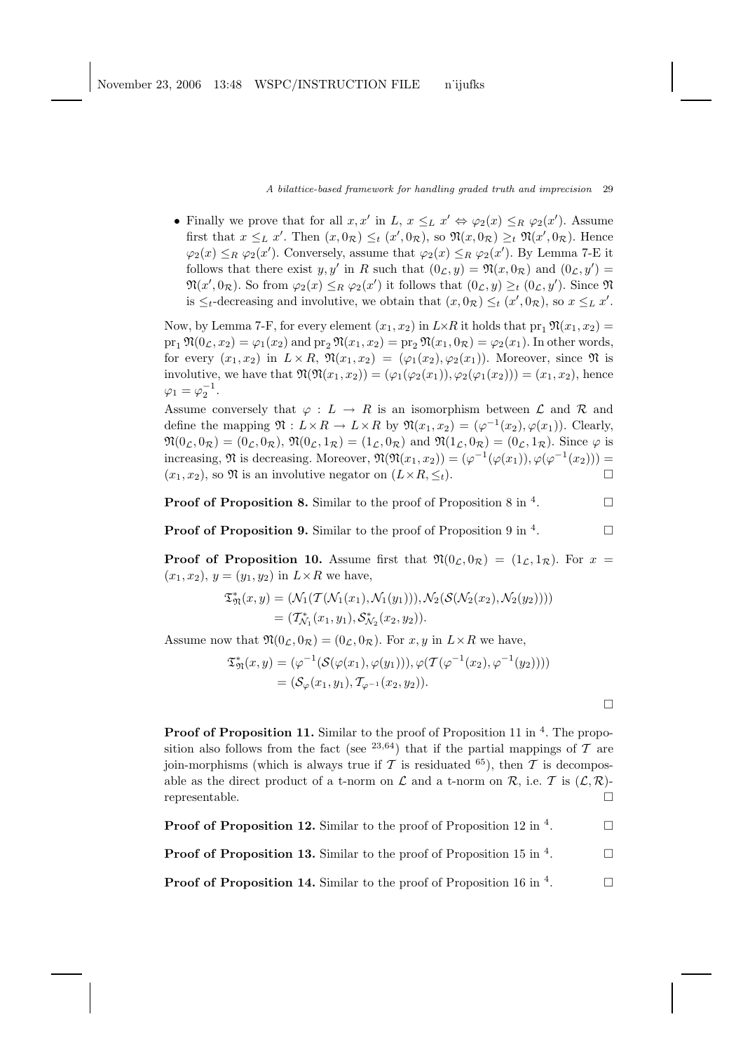- Finally we prove that for all $x, x'$ in $L$, $x \leq_L x' \Leftrightarrow \varphi_2(x) \leq_R \varphi_2(x')$. Assume first that $x \leq_L x'$. Then $(x, 0_\mathcal{R}) \leq_t (x', 0_\mathcal{R})$, so $\mathfrak{N}(x, 0_\mathcal{R}) \geq_t \mathfrak{N}(x', 0_\mathcal{R})$. Hence $\varphi_2(x) \leq_R \varphi_2(x')$. Conversely, assume that $\varphi_2(x) \leq_R \varphi_2(x')$. By Lemma 7-E it follows that there exist $y, y'$ in $R$ such that $(0_\mathcal{L}, y) = \mathfrak{N}(x, 0_\mathcal{R})$ and $(0_\mathcal{L}, y') = \mathfrak{N}(x', 0_\mathcal{R})$. So from $\varphi_2(x) \leq_R \varphi_2(x')$ it follows that $(0_\mathcal{L}, y) \geq_t (0_\mathcal{L}, y')$. Since $\mathfrak{N}$ is $\leq_t$-decreasing and involutive, we obtain that $(x, 0_\mathcal{R}) \leq_t (x', 0_\mathcal{R})$, so $x \leq_L x'$.

Now, by Lemma 7-F, for every element $(x_1, x_2)$ in $L \times R$ it holds that $\mathrm{pr}_1\, \mathfrak{N}(x_1, x_2) = \mathrm{pr}_1\, \mathfrak{N}(0_\mathcal{L}, x_2) = \varphi_1(x_2)$ and $\mathrm{pr}_2\, \mathfrak{N}(x_1, x_2) = \mathrm{pr}_2\, \mathfrak{N}(x_1, 0_\mathcal{R}) = \varphi_2(x_1)$. In other words, for every $(x_1, x_2)$ in $L \times R$, $\mathfrak{N}(x_1, x_2) = (\varphi_1(x_2), \varphi_2(x_1))$. Moreover, since $\mathfrak{N}$ is involutive, we have that $\mathfrak{N}(\mathfrak{N}(x_1, x_2)) = (\varphi_1(\varphi_2(x_1)), \varphi_2(\varphi_1(x_2))) = (x_1, x_2)$, hence $\varphi_1 = \varphi_2^{-1}$.

Assume conversely that $\varphi : L \to R$ is an isomorphism between $\mathcal{L}$ and $\mathcal{R}$ and define the mapping $\mathfrak{N} : L \times R \to L \times R$ by $\mathfrak{N}(x_1, x_2) = (\varphi^{-1}(x_2), \varphi(x_1))$. Clearly, $\mathfrak{N}(0_\mathcal{L}, 0_\mathcal{R}) = (0_\mathcal{L}, 0_\mathcal{R})$, $\mathfrak{N}(0_\mathcal{L}, 1_\mathcal{R}) = (1_\mathcal{L}, 0_\mathcal{R})$ and $\mathfrak{N}(1_\mathcal{L}, 0_\mathcal{R}) = (0_\mathcal{L}, 1_\mathcal{R})$. Since $\varphi$ is increasing, $\mathfrak{N}$ is decreasing. Moreover, $\mathfrak{N}(\mathfrak{N}(x_1, x_2)) = (\varphi^{-1}(\varphi(x_1)), \varphi(\varphi^{-1}(x_2))) = (x_1, x_2)$, so $\mathfrak{N}$ is an involutive negator on $(L \times R, \leq_t)$. □

**Proof of Proposition 8.** Similar to the proof of Proposition 8 in [4]. □

**Proof of Proposition 9.** Similar to the proof of Proposition 9 in [4]. □

**Proof of Proposition 10.** Assume first that $\mathfrak{N}(0_\mathcal{L}, 0_\mathcal{R}) = (1_\mathcal{L}, 1_\mathcal{R})$. For $x = (x_1, x_2)$, $y = (y_1, y_2)$ in $L \times R$ we have,

$$
\begin{aligned}
\mathfrak{T}^*_\mathfrak{N}(x, y) &= (\mathcal{N}_1(\mathcal{T}(\mathcal{N}_1(x_1), \mathcal{N}_1(y_1))), \mathcal{N}_2(\mathcal{S}(\mathcal{N}_2(x_2), \mathcal{N}_2(y_2)))) \\
&= (\mathcal{T}^*_{\mathcal{N}_1}(x_1, y_1), \mathcal{S}^*_{\mathcal{N}_2}(x_2, y_2)).
\end{aligned}
$$

Assume now that $\mathfrak{N}(0_\mathcal{L}, 0_\mathcal{R}) = (0_\mathcal{L}, 0_\mathcal{R})$. For $x, y$ in $L \times R$ we have,

$$
\begin{aligned}
\mathfrak{T}^*_\mathfrak{N}(x, y) &= (\varphi^{-1}(\mathcal{S}(\varphi(x_1), \varphi(y_1))), \varphi(\mathcal{T}(\varphi^{-1}(x_2), \varphi^{-1}(y_2)))) \\
&= (\mathcal{S}_\varphi(x_1, y_1), \mathcal{T}_{\varphi^{-1}}(x_2, y_2)).
\end{aligned}
$$

□

**Proof of Proposition 11.** Similar to the proof of Proposition 11 in [4]. The proposition also follows from the fact (see [23,64]) that if the partial mappings of $\mathcal{T}$ are join-morphisms (which is always true if $\mathcal{T}$ is residuated [65]), then $\mathcal{T}$ is decomposable as the direct product of a t-norm on $\mathcal{L}$ and a t-norm on $\mathcal{R}$, i.e. $\mathcal{T}$ is $(\mathcal{L}, \mathcal{R})$-representable. □

**Proof of Proposition 12.** Similar to the proof of Proposition 12 in [4]. □

**Proof of Proposition 13.** Similar to the proof of Proposition 15 in [4]. □

**Proof of Proposition 14.** Similar to the proof of Proposition 16 in [4]. □